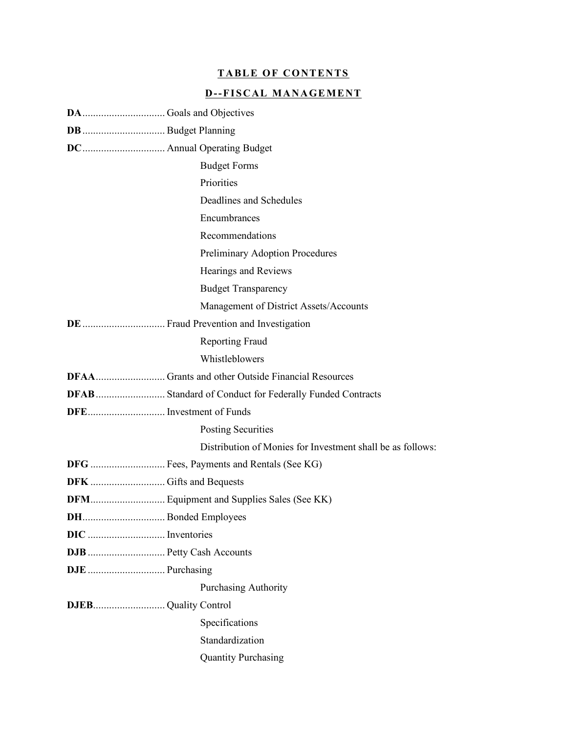# TABLE OF CONTENTS

## D--FISCAL MANAGEMENT

**DA**............................... Goals and Objectives

**DB**............................... Budget Planning

**DC**............................... Annual Operating Budget

- Budget Forms
- Priorities
- Deadlines and Schedules
- Encumbrances
- Recommendations
- Preliminary Adoption Procedures
- Hearings and Reviews
- Budget Transparency
- Management of District Assets/Accounts

**DE**............................... Fraud Prevention and Investigation

- Reporting Fraud
- Whistleblowers

**DFAA**.......................... Grants and other Outside Financial Resources

**DFAB**.......................... Standard of Conduct for Federally Funded Contracts

**DFE**............................. Investment of Funds

- Posting Securities
- Distribution of Monies for Investment shall be as follows:

**DFG**............................ Fees, Payments and Rentals (See KG)

**DFK**............................ Gifts and Bequests

**DFM**............................ Equipment and Supplies Sales (See KK)

**DH**............................... Bonded Employees

**DIC**............................. Inventories

**DJB**............................. Petty Cash Accounts

**DJE**............................. Purchasing

- Purchasing Authority

**DJEB**........................... Quality Control

- Specifications
- Standardization
- Quantity Purchasing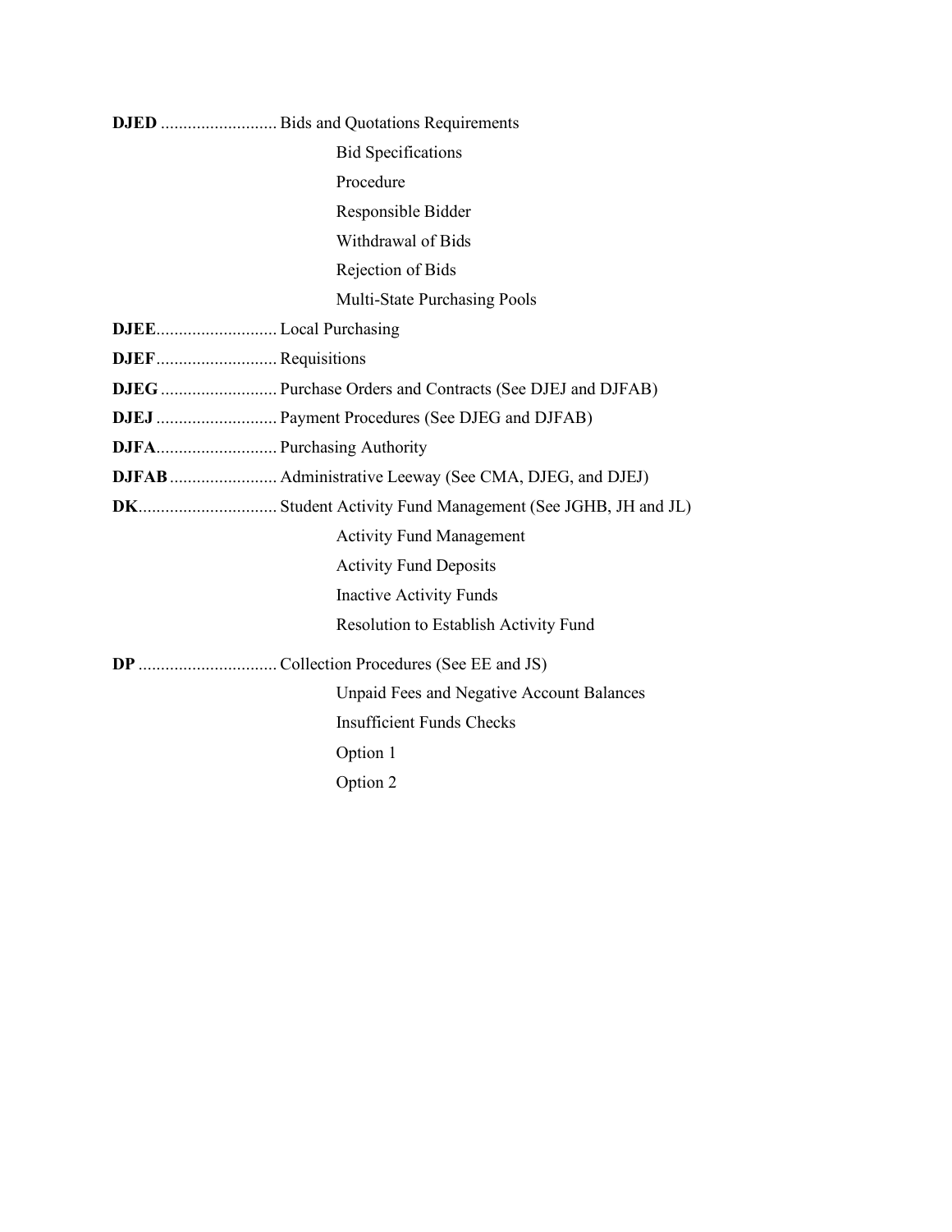**DJED** .......................... Bids and Quotations Requirements

- Bid Specifications
- Procedure
- Responsible Bidder
- Withdrawal of Bids
- Rejection of Bids
- Multi-State Purchasing Pools

**DJEE**........................... Local Purchasing

**DJEF**........................... Requisitions

**DJEG** .......................... Purchase Orders and Contracts (See DJEJ and DJFAB)

**DJEJ** ........................... Payment Procedures (See DJEG and DJFAB)

**DJFA**........................... Purchasing Authority

**DJFAB** ........................ Administrative Leeway (See CMA, DJEG, and DJEJ)

**DK**............................... Student Activity Fund Management (See JGHB, JH and JL)

- Activity Fund Management
- Activity Fund Deposits
- Inactive Activity Funds
- Resolution to Establish Activity Fund

**DP** ............................... Collection Procedures (See EE and JS)

- Unpaid Fees and Negative Account Balances
- Insufficient Funds Checks
- Option 1
- Option 2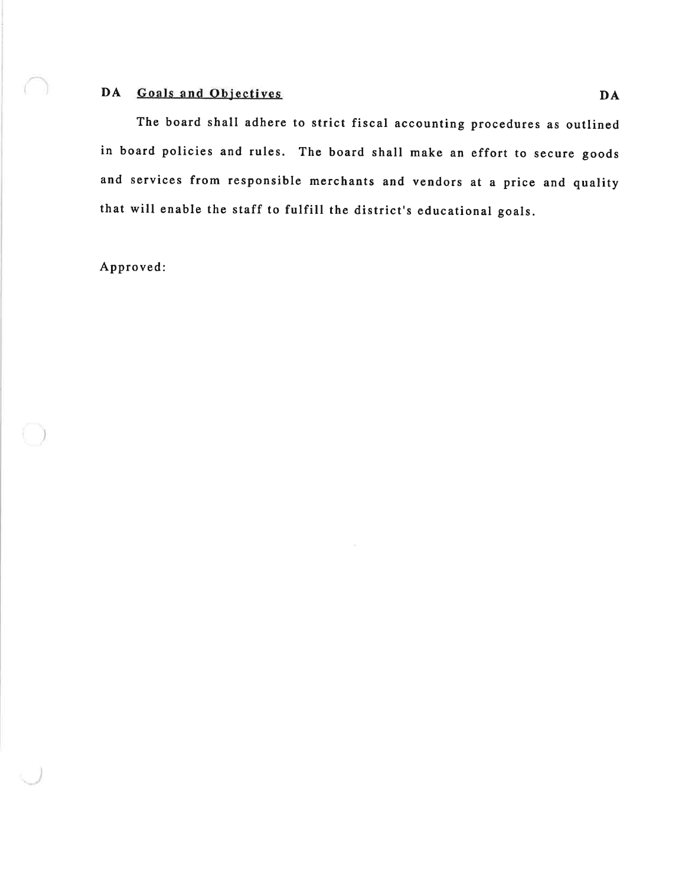## DA Goals and Objectives

The board shall adhere to strict fiscal accounting procedures as outlined in board policies and rules. The board shall make an effort to secure goods and services from responsible merchants and vendors at a price and quality that will enable the staff to fulfill the district's educational goals.

Approved: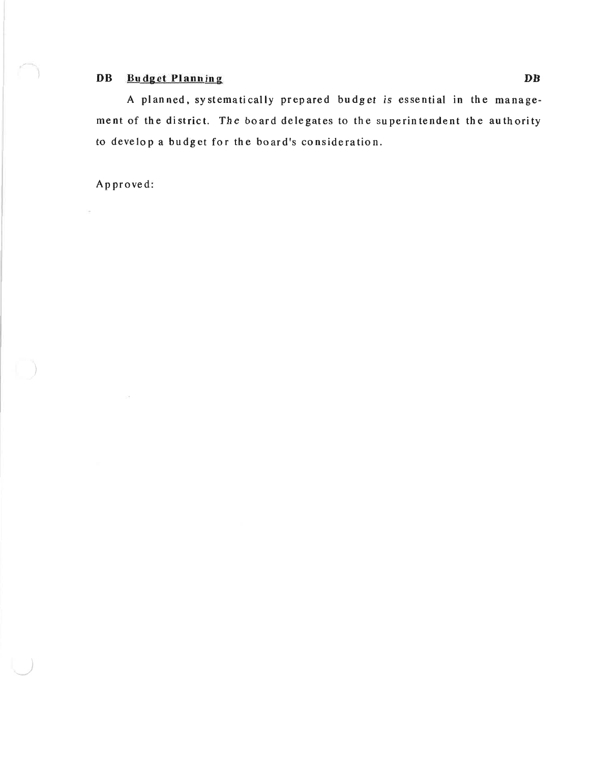## DB Budget Planning

A planned, systematically prepared budget is essential in the management of the district. The board delegates to the superintendent the authority to develop a budget for the board's consideration.

Approved: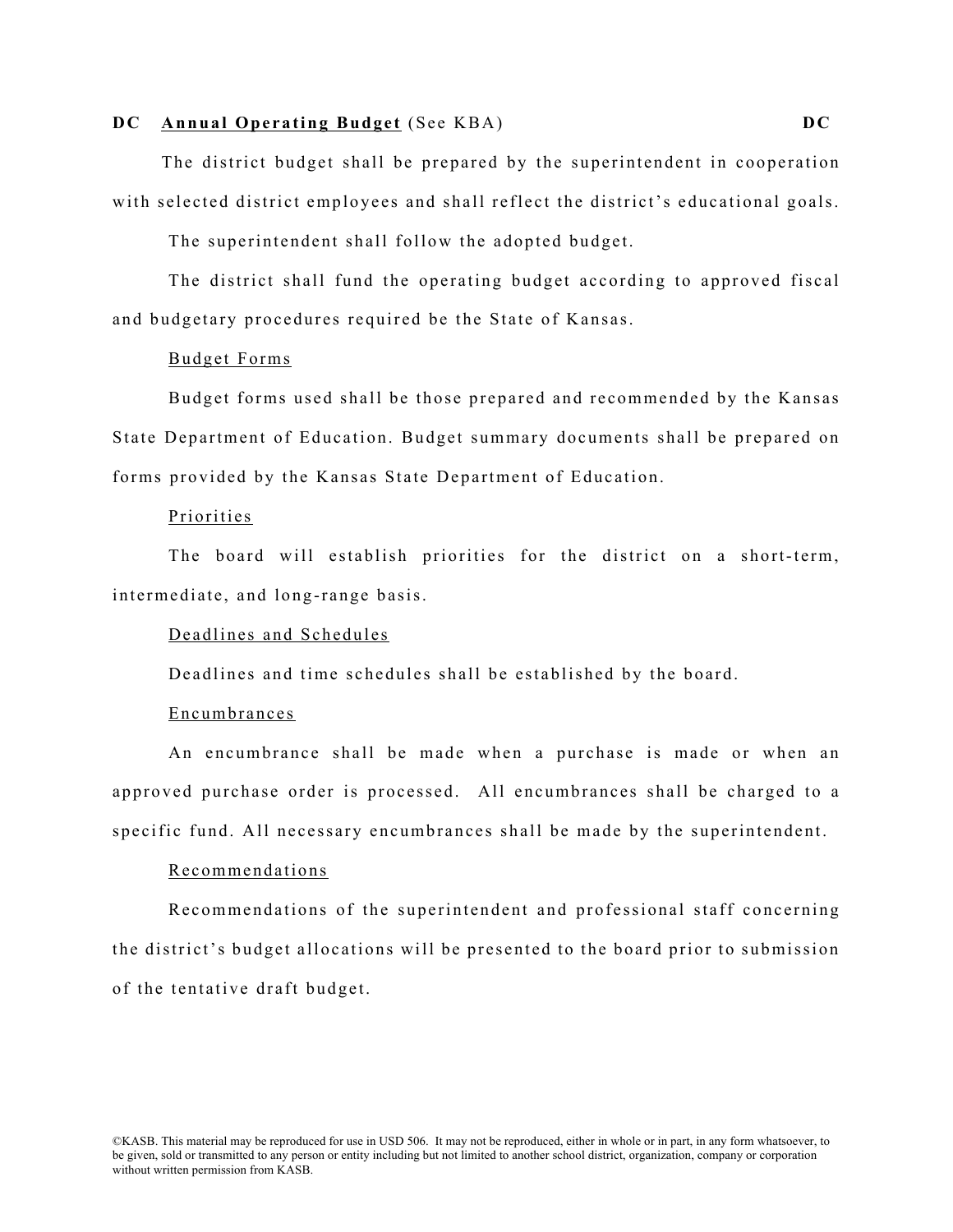**DC Annual Operating Budget** (See KBA) **DC**

The district budget shall be prepared by the superintendent in cooperation with selected district employees and shall reflect the district's educational goals.

The superintendent shall follow the adopted budget.

The district shall fund the operating budget according to approved fiscal and budgetary procedures required be the State of Kansas.

Budget Forms

Budget forms used shall be those prepared and recommended by the Kansas State Department of Education. Budget summary documents shall be prepared on forms provided by the Kansas State Department of Education.

Priorities

The board will establish priorities for the district on a short-term, intermediate, and long-range basis.

Deadlines and Schedules

Deadlines and time schedules shall be established by the board.

Encumbrances

An encumbrance shall be made when a purchase is made or when an approved purchase order is processed. All encumbrances shall be charged to a specific fund. All necessary encumbrances shall be made by the superintendent.

Recommendations

Recommendations of the superintendent and professional staff concerning the district's budget allocations will be presented to the board prior to submission of the tentative draft budget.

©KASB. This material may be reproduced for use in USD 506. It may not be reproduced, either in whole or in part, in any form whatsoever, to be given, sold or transmitted to any person or entity including but not limited to another school district, organization, company or corporation without written permission from KASB.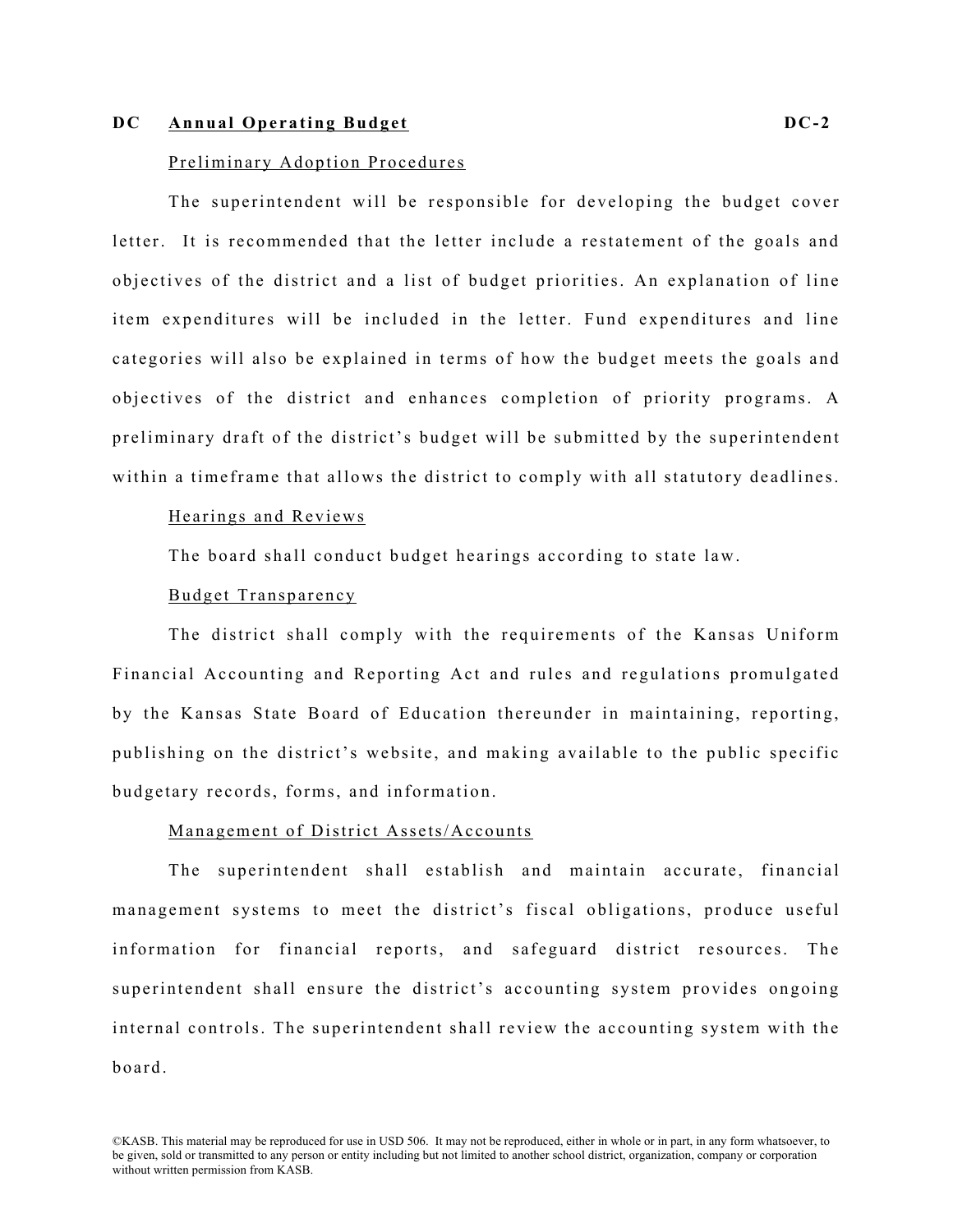**DC Annual Operating Budget** **DC-2**

Preliminary Adoption Procedures

The superintendent will be responsible for developing the budget cover letter. It is recommended that the letter include a restatement of the goals and objectives of the district and a list of budget priorities. An explanation of line item expenditures will be included in the letter. Fund expenditures and line categories will also be explained in terms of how the budget meets the goals and objectives of the district and enhances completion of priority programs. A preliminary draft of the district's budget will be submitted by the superintendent within a timeframe that allows the district to comply with all statutory deadlines.

Hearings and Reviews

The board shall conduct budget hearings according to state law.

Budget Transparency

The district shall comply with the requirements of the Kansas Uniform Financial Accounting and Reporting Act and rules and regulations promulgated by the Kansas State Board of Education thereunder in maintaining, reporting, publishing on the district's website, and making available to the public specific budgetary records, forms, and information.

Management of District Assets/Accounts

The superintendent shall establish and maintain accurate, financial management systems to meet the district's fiscal obligations, produce useful information for financial reports, and safeguard district resources. The superintendent shall ensure the district's accounting system provides ongoing internal controls. The superintendent shall review the accounting system with the board.

©KASB. This material may be reproduced for use in USD 506. It may not be reproduced, either in whole or in part, in any form whatsoever, to be given, sold or transmitted to any person or entity including but not limited to another school district, organization, company or corporation without written permission from KASB.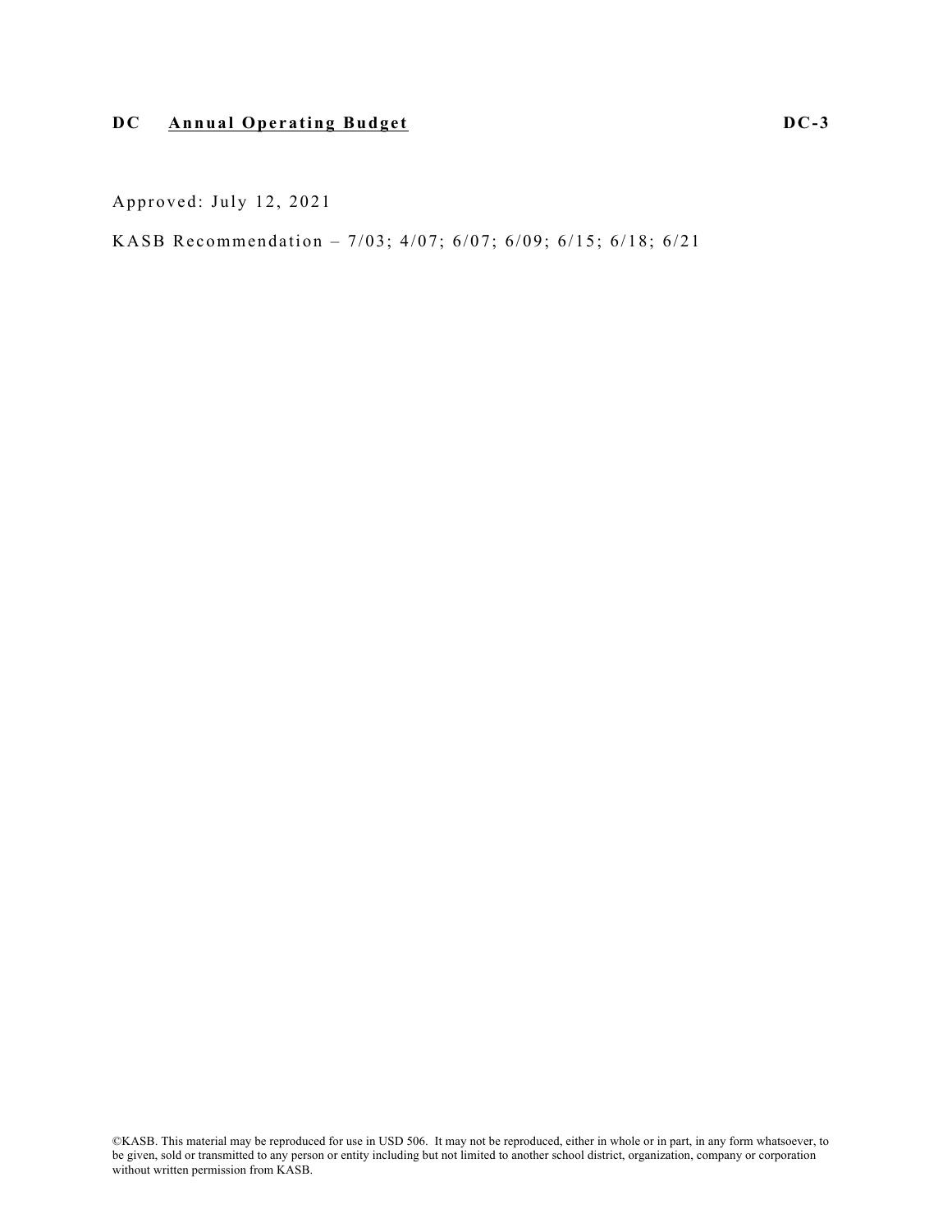Approved: July 12, 2021

KASB Recommendation – 7/03; 4/07; 6/07; 6/09; 6/15; 6/18; 6/21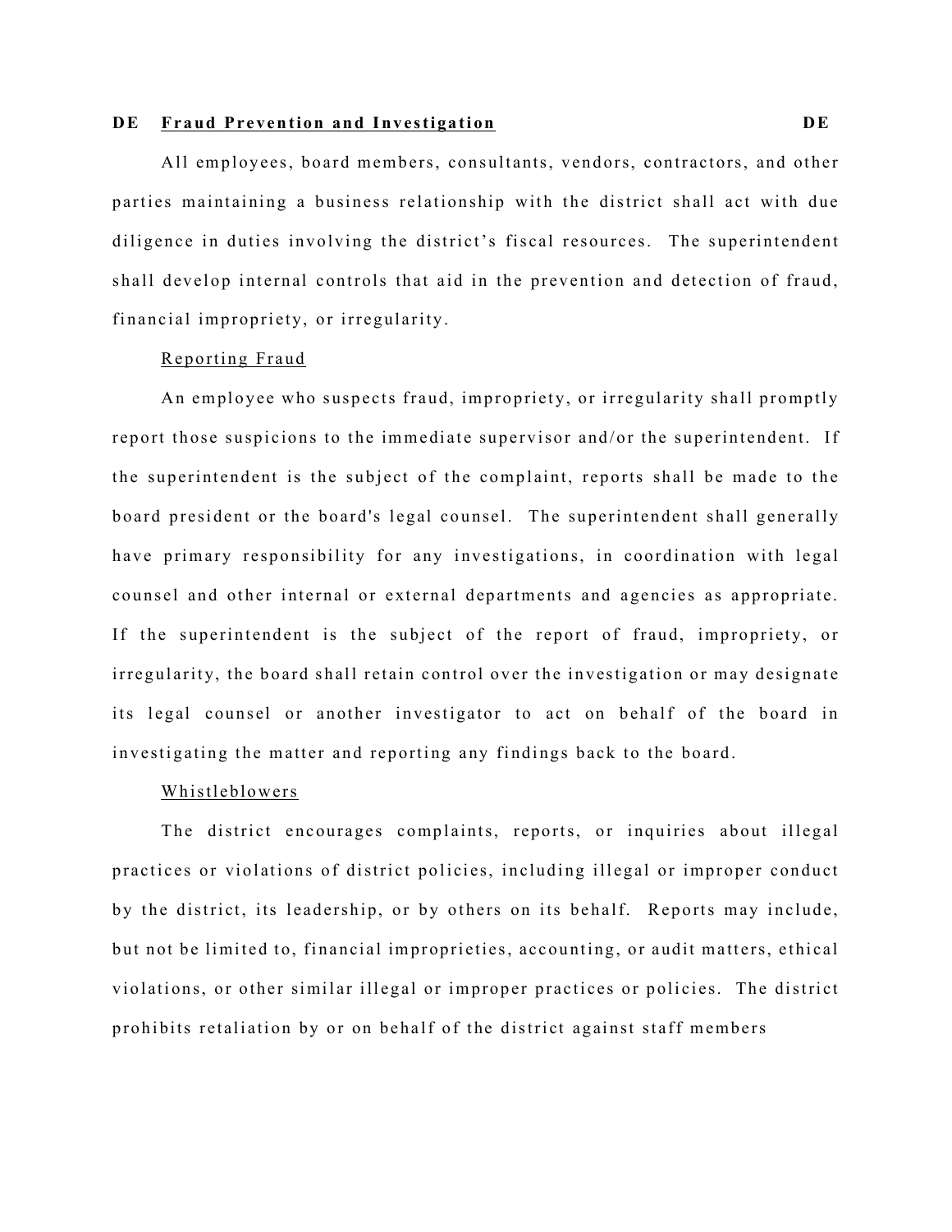## DE Fraud Prevention and Investigation DE

All employees, board members, consultants, vendors, contractors, and other parties maintaining a business relationship with the district shall act with due diligence in duties involving the district's fiscal resources. The superintendent shall develop internal controls that aid in the prevention and detection of fraud, financial impropriety, or irregularity.

### Reporting Fraud

An employee who suspects fraud, impropriety, or irregularity shall promptly report those suspicions to the immediate supervisor and/or the superintendent. If the superintendent is the subject of the complaint, reports shall be made to the board president or the board's legal counsel. The superintendent shall generally have primary responsibility for any investigations, in coordination with legal counsel and other internal or external departments and agencies as appropriate. If the superintendent is the subject of the report of fraud, impropriety, or irregularity, the board shall retain control over the investigation or may designate its legal counsel or another investigator to act on behalf of the board in investigating the matter and reporting any findings back to the board.

### Whistleblowers

The district encourages complaints, reports, or inquiries about illegal practices or violations of district policies, including illegal or improper conduct by the district, its leadership, or by others on its behalf. Reports may include, but not be limited to, financial improprieties, accounting, or audit matters, ethical violations, or other similar illegal or improper practices or policies. The district prohibits retaliation by or on behalf of the district against staff members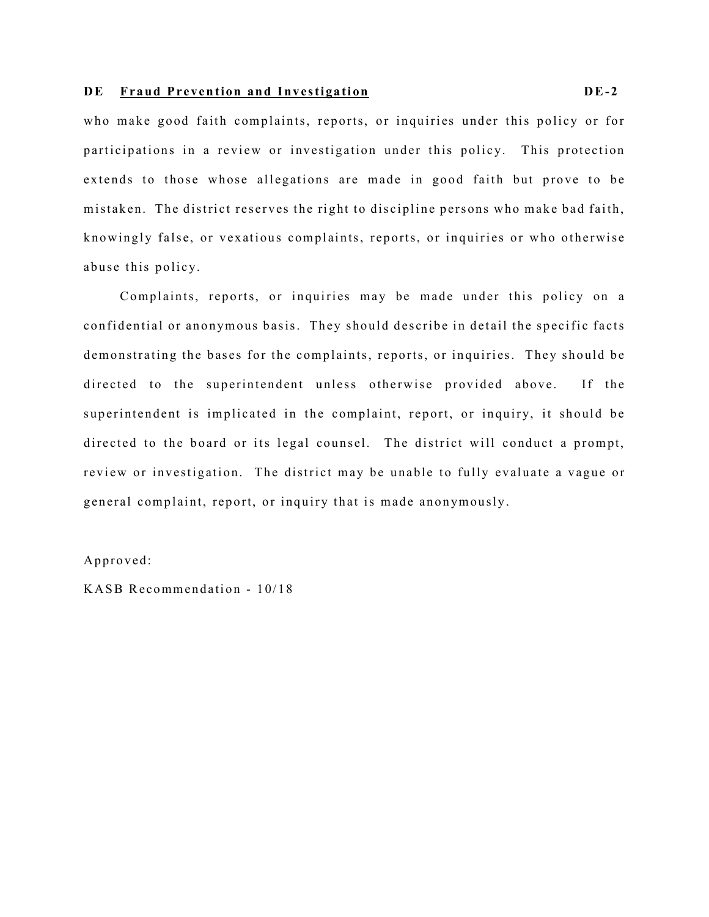who make good faith complaints, reports, or inquiries under this policy or for participations in a review or investigation under this policy. This protection extends to those whose allegations are made in good faith but prove to be mistaken. The district reserves the right to discipline persons who make bad faith, knowingly false, or vexatious complaints, reports, or inquiries or who otherwise abuse this policy.

Complaints, reports, or inquiries may be made under this policy on a confidential or anonymous basis. They should describe in detail the specific facts demonstrating the bases for the complaints, reports, or inquiries. They should be directed to the superintendent unless otherwise provided above. If the superintendent is implicated in the complaint, report, or inquiry, it should be directed to the board or its legal counsel. The district will conduct a prompt, review or investigation. The district may be unable to fully evaluate a vague or general complaint, report, or inquiry that is made anonymously.

Approved:

KASB Recommendation - 10/18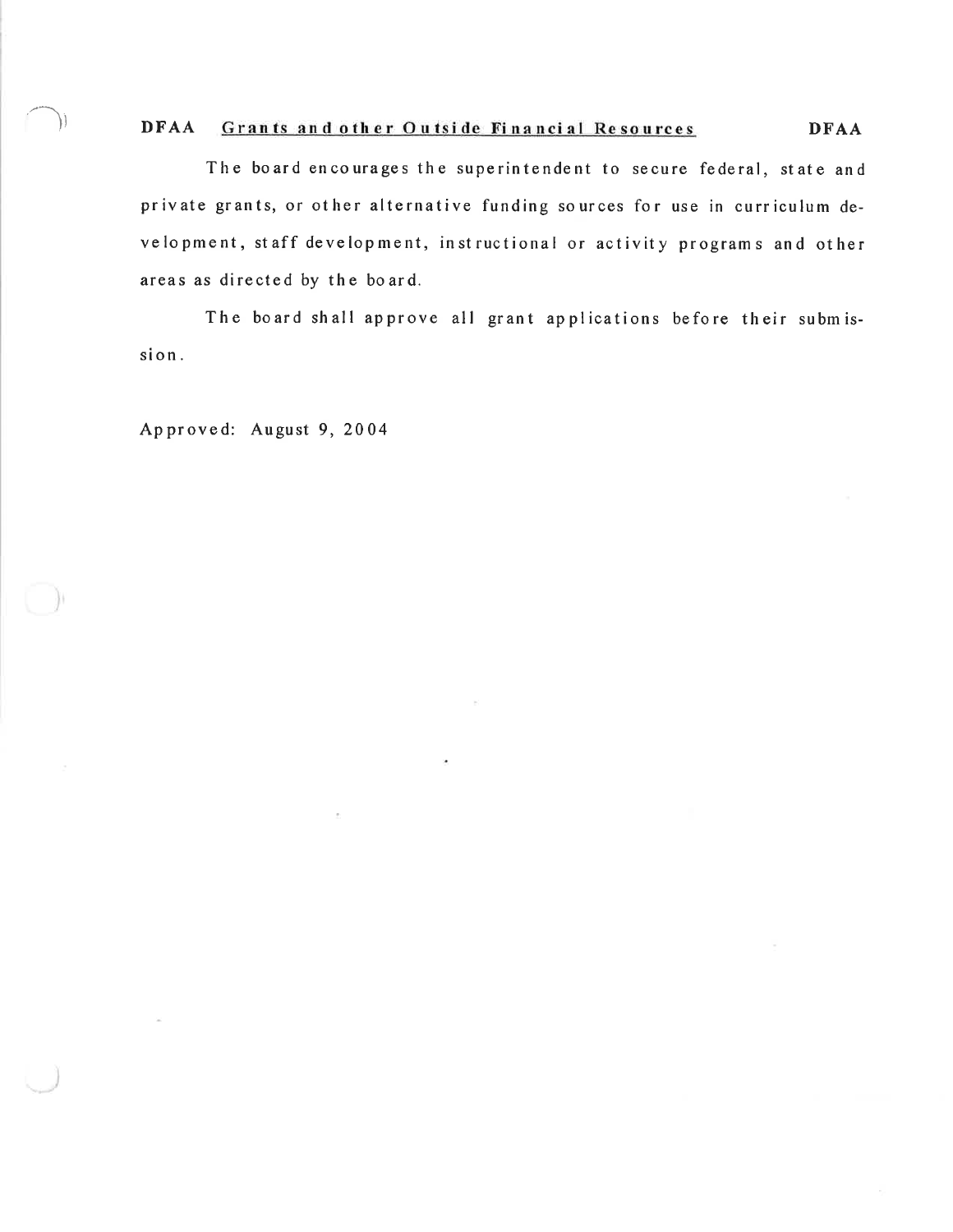## DFAA Grants and other Outside Financial Resources DFAA

The board encourages the superintendent to secure federal, state and private grants, or other alternative funding sources for use in curriculum development, staff development, instructional or activity programs and other areas as directed by the board.

The board shall approve all grant applications before their submission.

Approved: August 9, 2004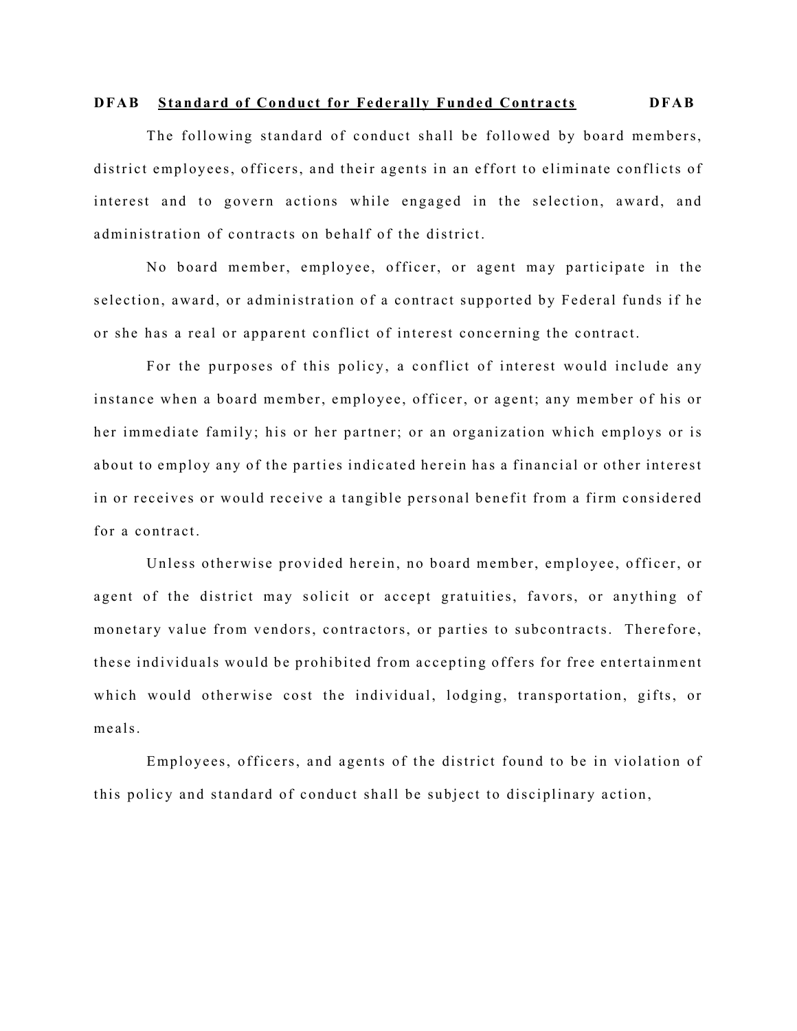## DFAB Standard of Conduct for Federally Funded Contracts DFAB

The following standard of conduct shall be followed by board members, district employees, officers, and their agents in an effort to eliminate conflicts of interest and to govern actions while engaged in the selection, award, and administration of contracts on behalf of the district.

No board member, employee, officer, or agent may participate in the selection, award, or administration of a contract supported by Federal funds if he or she has a real or apparent conflict of interest concerning the contract.

For the purposes of this policy, a conflict of interest would include any instance when a board member, employee, officer, or agent; any member of his or her immediate family; his or her partner; or an organization which employs or is about to employ any of the parties indicated herein has a financial or other interest in or receives or would receive a tangible personal benefit from a firm considered for a contract.

Unless otherwise provided herein, no board member, employee, officer, or agent of the district may solicit or accept gratuities, favors, or anything of monetary value from vendors, contractors, or parties to subcontracts. Therefore, these individuals would be prohibited from accepting offers for free entertainment which would otherwise cost the individual, lodging, transportation, gifts, or meals.

Employees, officers, and agents of the district found to be in violation of this policy and standard of conduct shall be subject to disciplinary action,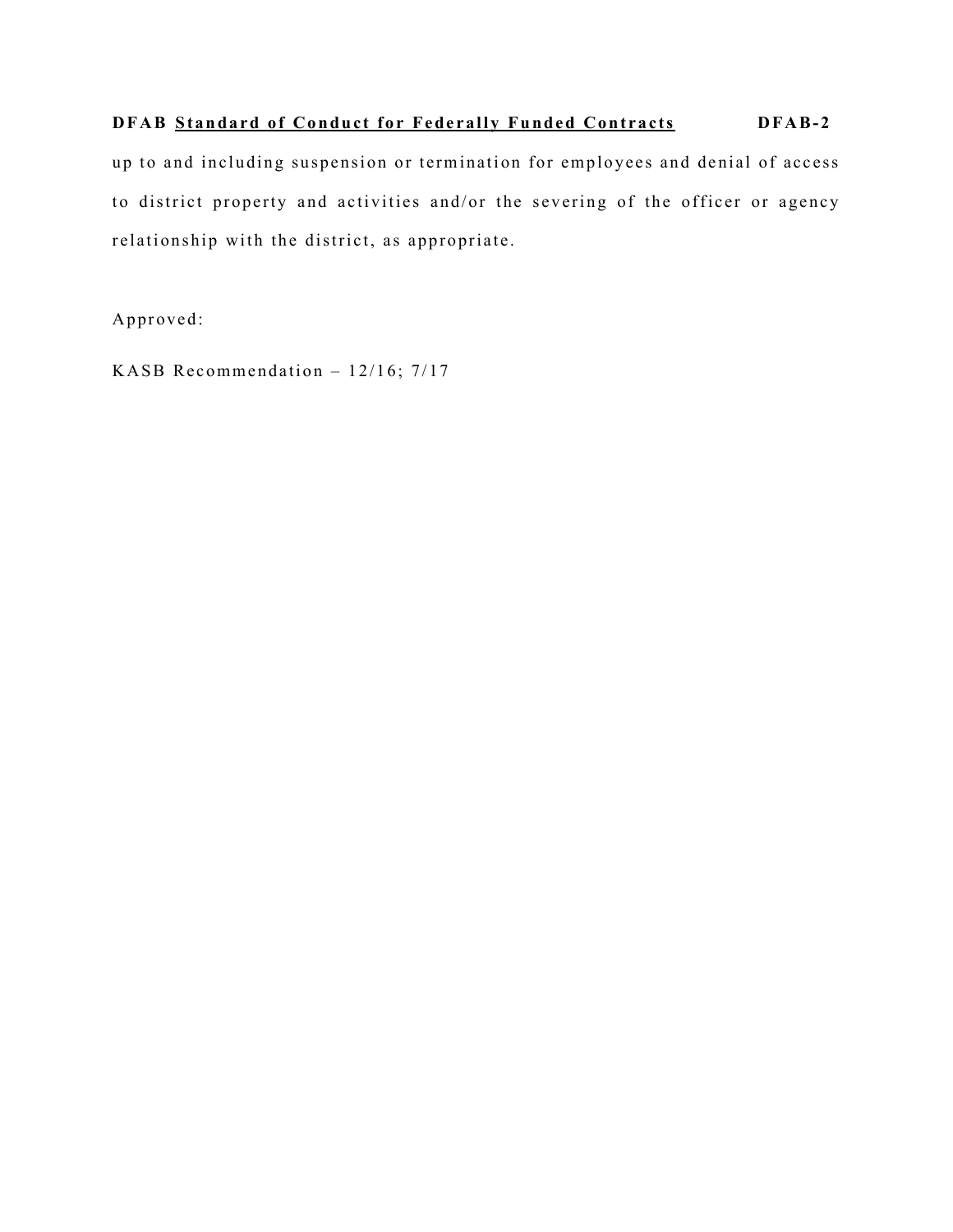up to and including suspension or termination for employees and denial of access to district property and activities and/or the severing of the officer or agency relationship with the district, as appropriate.

Approved:

KASB Recommendation – 12/16; 7/17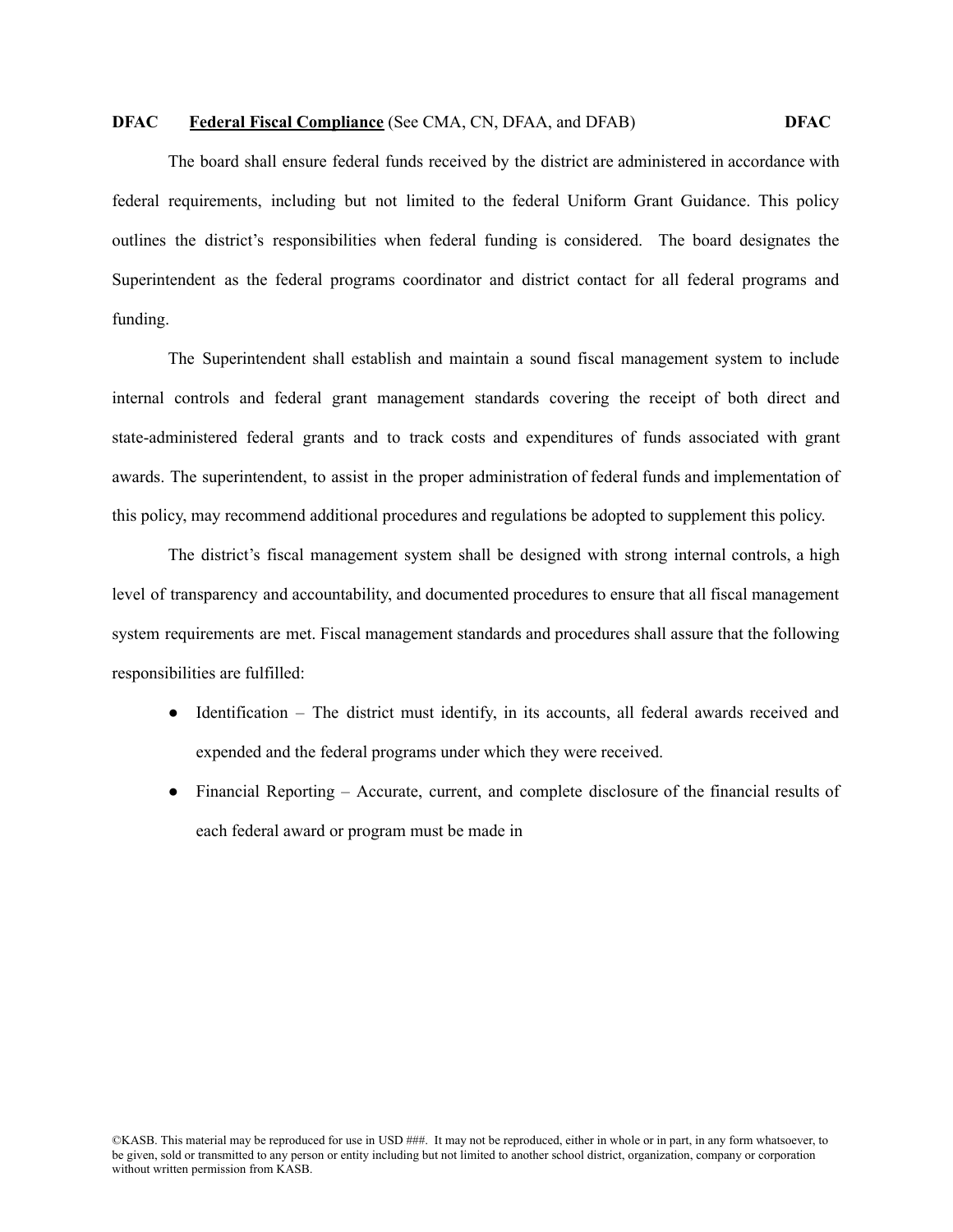**DFAC** **Federal Fiscal Compliance** (See CMA, CN, DFAA, and DFAB) **DFAC**

The board shall ensure federal funds received by the district are administered in accordance with federal requirements, including but not limited to the federal Uniform Grant Guidance. This policy outlines the district's responsibilities when federal funding is considered. The board designates the Superintendent as the federal programs coordinator and district contact for all federal programs and funding.

The Superintendent shall establish and maintain a sound fiscal management system to include internal controls and federal grant management standards covering the receipt of both direct and state-administered federal grants and to track costs and expenditures of funds associated with grant awards. The superintendent, to assist in the proper administration of federal funds and implementation of this policy, may recommend additional procedures and regulations be adopted to supplement this policy.

The district's fiscal management system shall be designed with strong internal controls, a high level of transparency and accountability, and documented procedures to ensure that all fiscal management system requirements are met. Fiscal management standards and procedures shall assure that the following responsibilities are fulfilled:

- Identification – The district must identify, in its accounts, all federal awards received and expended and the federal programs under which they were received.
- Financial Reporting – Accurate, current, and complete disclosure of the financial results of each federal award or program must be made in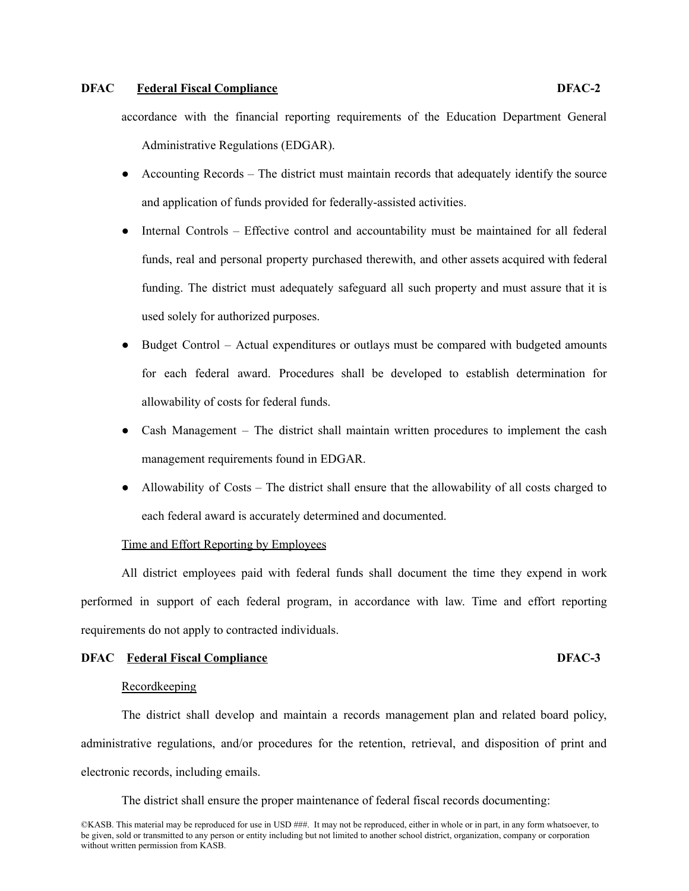accordance with the financial reporting requirements of the Education Department General Administrative Regulations (EDGAR).

- Accounting Records – The district must maintain records that adequately identify the source and application of funds provided for federally-assisted activities.
- Internal Controls – Effective control and accountability must be maintained for all federal funds, real and personal property purchased therewith, and other assets acquired with federal funding. The district must adequately safeguard all such property and must assure that it is used solely for authorized purposes.
- Budget Control – Actual expenditures or outlays must be compared with budgeted amounts for each federal award. Procedures shall be developed to establish determination for allowability of costs for federal funds.
- Cash Management – The district shall maintain written procedures to implement the cash management requirements found in EDGAR.
- Allowability of Costs – The district shall ensure that the allowability of all costs charged to each federal award is accurately determined and documented.

Time and Effort Reporting by Employees

All district employees paid with federal funds shall document the time they expend in work performed in support of each federal program, in accordance with law. Time and effort reporting requirements do not apply to contracted individuals.

Recordkeeping

The district shall develop and maintain a records management plan and related board policy, administrative regulations, and/or procedures for the retention, retrieval, and disposition of print and electronic records, including emails.

The district shall ensure the proper maintenance of federal fiscal records documenting: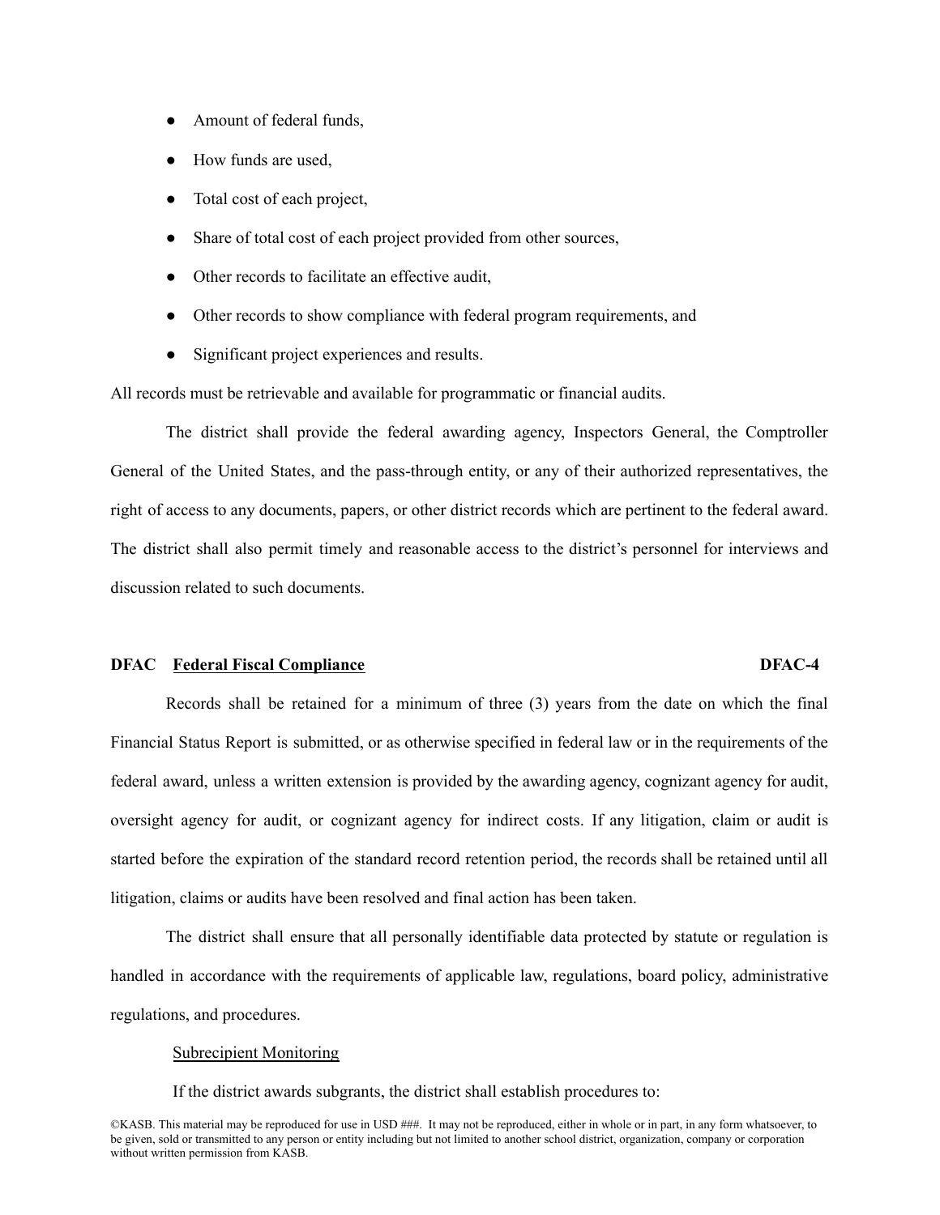- Amount of federal funds,
- How funds are used,
- Total cost of each project,
- Share of total cost of each project provided from other sources,
- Other records to facilitate an effective audit,
- Other records to show compliance with federal program requirements, and
- Significant project experiences and results.

All records must be retrievable and available for programmatic or financial audits.

The district shall provide the federal awarding agency, Inspectors General, the Comptroller General of the United States, and the pass-through entity, or any of their authorized representatives, the right of access to any documents, papers, or other district records which are pertinent to the federal award. The district shall also permit timely and reasonable access to the district's personnel for interviews and discussion related to such documents.

**DFAC** **Federal Fiscal Compliance** **DFAC-4**

Records shall be retained for a minimum of three (3) years from the date on which the final Financial Status Report is submitted, or as otherwise specified in federal law or in the requirements of the federal award, unless a written extension is provided by the awarding agency, cognizant agency for audit, oversight agency for audit, or cognizant agency for indirect costs. If any litigation, claim or audit is started before the expiration of the standard record retention period, the records shall be retained until all litigation, claims or audits have been resolved and final action has been taken.

The district shall ensure that all personally identifiable data protected by statute or regulation is handled in accordance with the requirements of applicable law, regulations, board policy, administrative regulations, and procedures.

Subrecipient Monitoring

If the district awards subgrants, the district shall establish procedures to: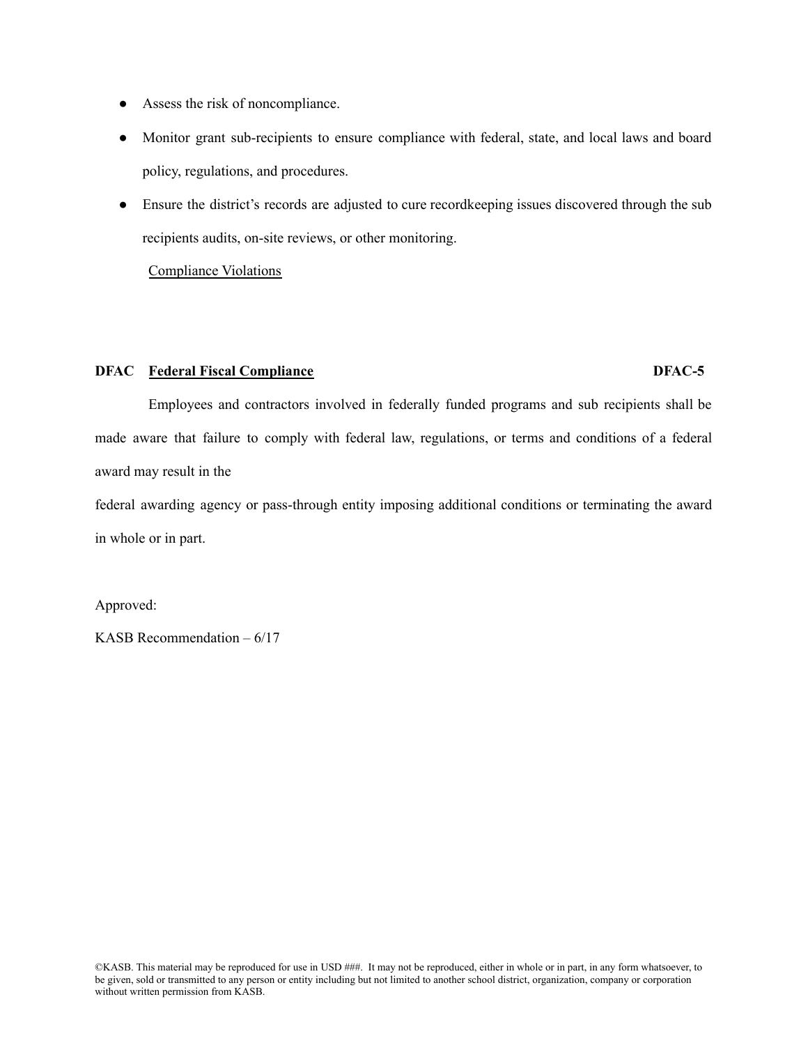- Assess the risk of noncompliance.
- Monitor grant sub-recipients to ensure compliance with federal, state, and local laws and board policy, regulations, and procedures.
- Ensure the district's records are adjusted to cure recordkeeping issues discovered through the sub recipients audits, on-site reviews, or other monitoring.

Compliance Violations

**DFAC Federal Fiscal Compliance** **DFAC-5**

Employees and contractors involved in federally funded programs and sub recipients shall be made aware that failure to comply with federal law, regulations, or terms and conditions of a federal award may result in the federal awarding agency or pass-through entity imposing additional conditions or terminating the award in whole or in part.

Approved:

KASB Recommendation – 6/17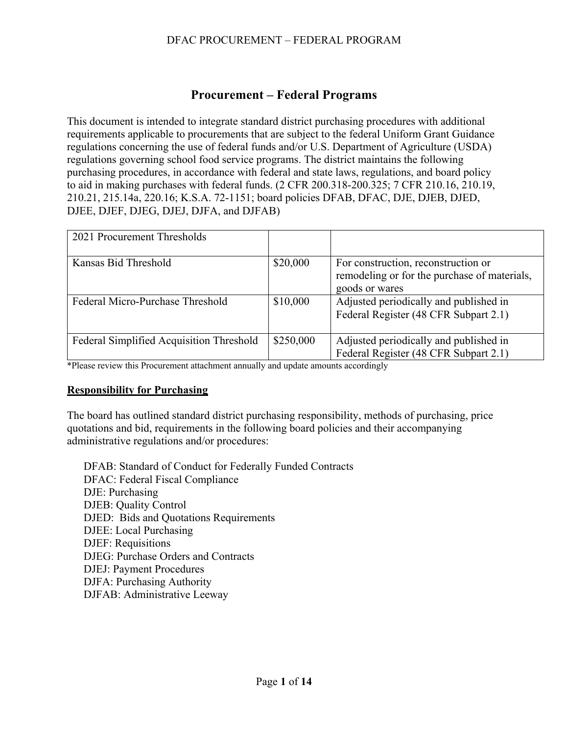# Procurement – Federal Programs

This document is intended to integrate standard district purchasing procedures with additional requirements applicable to procurements that are subject to the federal Uniform Grant Guidance regulations concerning the use of federal funds and/or U.S. Department of Agriculture (USDA) regulations governing school food service programs. The district maintains the following purchasing procedures, in accordance with federal and state laws, regulations, and board policy to aid in making purchases with federal funds. (2 CFR 200.318-200.325; 7 CFR 210.16, 210.19, 210.21, 215.14a, 220.16; K.S.A. 72-1151; board policies DFAB, DFAC, DJE, DJEB, DJED, DJEE, DJEF, DJEG, DJEJ, DJFA, and DJFAB)

| 2021 Procurement Thresholds | | |
|---|---|---|
| Kansas Bid Threshold | $20,000 | For construction, reconstruction or remodeling or for the purchase of materials, goods or wares |
| Federal Micro-Purchase Threshold | $10,000 | Adjusted periodically and published in Federal Register (48 CFR Subpart 2.1) |
| Federal Simplified Acquisition Threshold | $250,000 | Adjusted periodically and published in Federal Register (48 CFR Subpart 2.1) |

*Please review this Procurement attachment annually and update amounts accordingly

**Responsibility for Purchasing**

The board has outlined standard district purchasing responsibility, methods of purchasing, price quotations and bid, requirements in the following board policies and their accompanying administrative regulations and/or procedures:

- DFAB: Standard of Conduct for Federally Funded Contracts
- DFAC: Federal Fiscal Compliance
- DJE: Purchasing
- DJEB: Quality Control
- DJED: Bids and Quotations Requirements
- DJEE: Local Purchasing
- DJEF: Requisitions
- DJEG: Purchase Orders and Contracts
- DJEJ: Payment Procedures
- DJFA: Purchasing Authority
- DJFAB: Administrative Leeway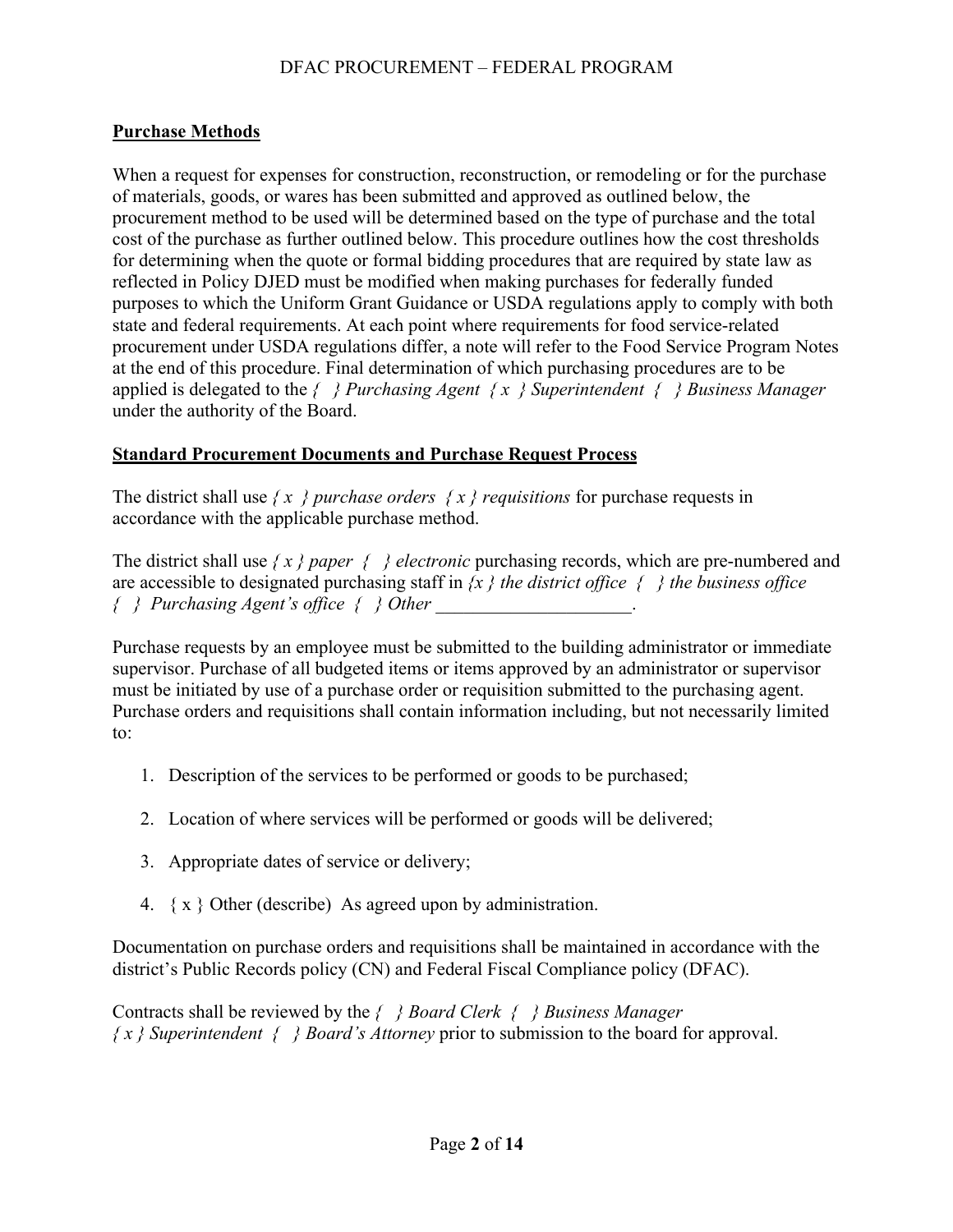**Purchase Methods**

When a request for expenses for construction, reconstruction, or remodeling or for the purchase of materials, goods, or wares has been submitted and approved as outlined below, the procurement method to be used will be determined based on the type of purchase and the total cost of the purchase as further outlined below. This procedure outlines how the cost thresholds for determining when the quote or formal bidding procedures that are required by state law as reflected in Policy DJED must be modified when making purchases for federally funded purposes to which the Uniform Grant Guidance or USDA regulations apply to comply with both state and federal requirements. At each point where requirements for food service-related procurement under USDA regulations differ, a note will refer to the Food Service Program Notes at the end of this procedure. Final determination of which purchasing procedures are to be applied is delegated to the *{ } Purchasing Agent { x } Superintendent { } Business Manager* under the authority of the Board.

**Standard Procurement Documents and Purchase Request Process**

The district shall use *{ x } purchase orders { x } requisitions* for purchase requests in accordance with the applicable purchase method.

The district shall use *{ x } paper { } electronic* purchasing records, which are pre-numbered and are accessible to designated purchasing staff in *{x } the district office { } the business office { } Purchasing Agent's office { } Other* _____________________.

Purchase requests by an employee must be submitted to the building administrator or immediate supervisor. Purchase of all budgeted items or items approved by an administrator or supervisor must be initiated by use of a purchase order or requisition submitted to the purchasing agent. Purchase orders and requisitions shall contain information including, but not necessarily limited to:

1. Description of the services to be performed or goods to be purchased;
2. Location of where services will be performed or goods will be delivered;
3. Appropriate dates of service or delivery;
4. { x } Other (describe) As agreed upon by administration.

Documentation on purchase orders and requisitions shall be maintained in accordance with the district's Public Records policy (CN) and Federal Fiscal Compliance policy (DFAC).

Contracts shall be reviewed by the *{ } Board Clerk { } Business Manager { x } Superintendent { } Board's Attorney* prior to submission to the board for approval.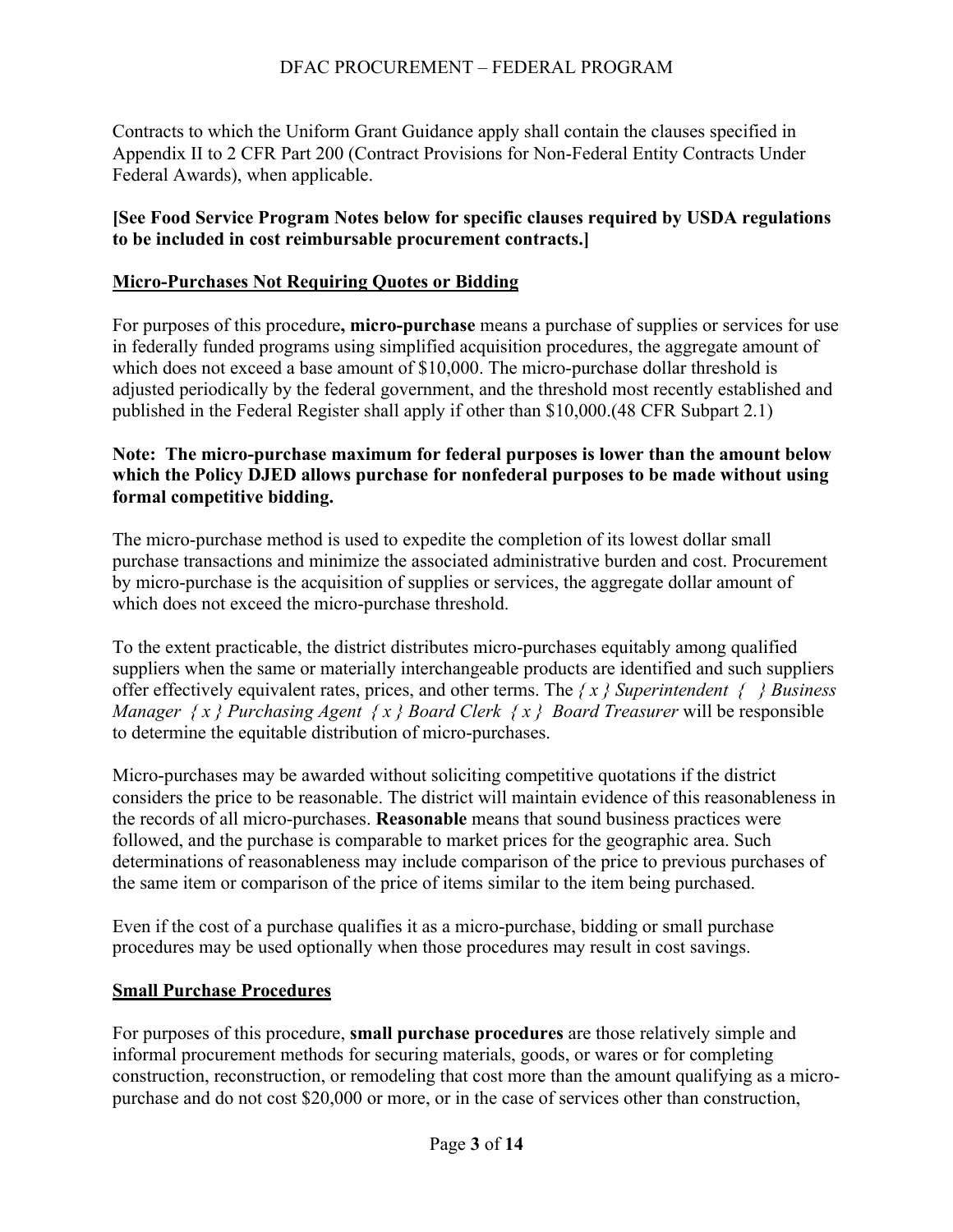Contracts to which the Uniform Grant Guidance apply shall contain the clauses specified in Appendix II to 2 CFR Part 200 (Contract Provisions for Non-Federal Entity Contracts Under Federal Awards), when applicable.

**[See Food Service Program Notes below for specific clauses required by USDA regulations to be included in cost reimbursable procurement contracts.]**

## Micro-Purchases Not Requiring Quotes or Bidding

For purposes of this procedure**, micro-purchase** means a purchase of supplies or services for use in federally funded programs using simplified acquisition procedures, the aggregate amount of which does not exceed a base amount of $10,000. The micro-purchase dollar threshold is adjusted periodically by the federal government, and the threshold most recently established and published in the Federal Register shall apply if other than $10,000.(48 CFR Subpart 2.1)

**Note: The micro-purchase maximum for federal purposes is lower than the amount below which the Policy DJED allows purchase for nonfederal purposes to be made without using formal competitive bidding.**

The micro-purchase method is used to expedite the completion of its lowest dollar small purchase transactions and minimize the associated administrative burden and cost. Procurement by micro-purchase is the acquisition of supplies or services, the aggregate dollar amount of which does not exceed the micro-purchase threshold.

To the extent practicable, the district distributes micro-purchases equitably among qualified suppliers when the same or materially interchangeable products are identified and such suppliers offer effectively equivalent rates, prices, and other terms. The *{ x } Superintendent { } Business Manager { x } Purchasing Agent { x } Board Clerk { x } Board Treasurer* will be responsible to determine the equitable distribution of micro-purchases.

Micro-purchases may be awarded without soliciting competitive quotations if the district considers the price to be reasonable. The district will maintain evidence of this reasonableness in the records of all micro-purchases. **Reasonable** means that sound business practices were followed, and the purchase is comparable to market prices for the geographic area. Such determinations of reasonableness may include comparison of the price to previous purchases of the same item or comparison of the price of items similar to the item being purchased.

Even if the cost of a purchase qualifies it as a micro-purchase, bidding or small purchase procedures may be used optionally when those procedures may result in cost savings.

## Small Purchase Procedures

For purposes of this procedure, **small purchase procedures** are those relatively simple and informal procurement methods for securing materials, goods, or wares or for completing construction, reconstruction, or remodeling that cost more than the amount qualifying as a micro-purchase and do not cost $20,000 or more, or in the case of services other than construction,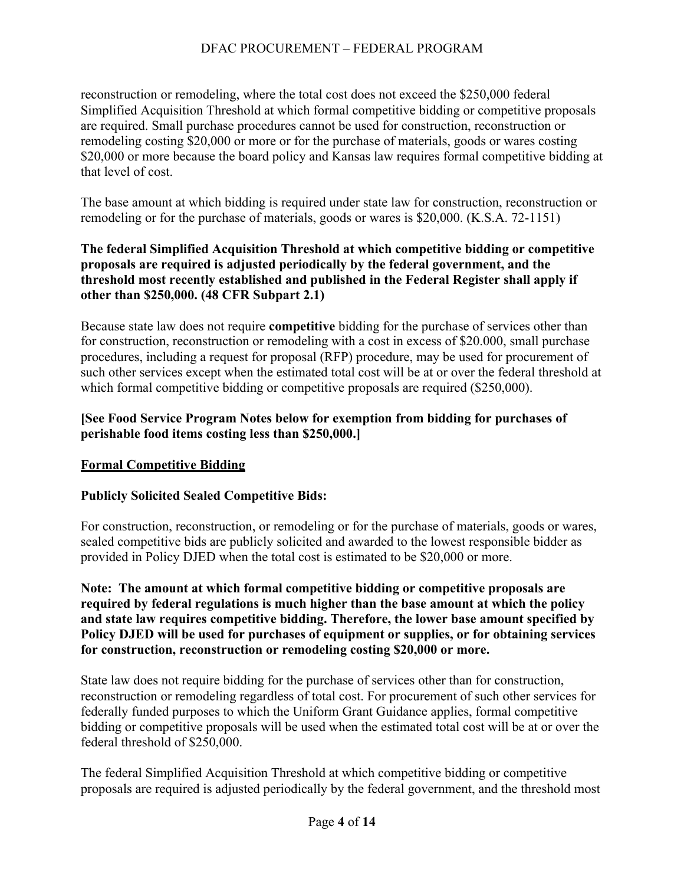reconstruction or remodeling, where the total cost does not exceed the $250,000 federal Simplified Acquisition Threshold at which formal competitive bidding or competitive proposals are required. Small purchase procedures cannot be used for construction, reconstruction or remodeling costing $20,000 or more or for the purchase of materials, goods or wares costing $20,000 or more because the board policy and Kansas law requires formal competitive bidding at that level of cost.

The base amount at which bidding is required under state law for construction, reconstruction or remodeling or for the purchase of materials, goods or wares is $20,000. (K.S.A. 72-1151)

**The federal Simplified Acquisition Threshold at which competitive bidding or competitive proposals are required is adjusted periodically by the federal government, and the threshold most recently established and published in the Federal Register shall apply if other than $250,000. (48 CFR Subpart 2.1)**

Because state law does not require **competitive** bidding for the purchase of services other than for construction, reconstruction or remodeling with a cost in excess of $20.000, small purchase procedures, including a request for proposal (RFP) procedure, may be used for procurement of such other services except when the estimated total cost will be at or over the federal threshold at which formal competitive bidding or competitive proposals are required ($250,000).

**[See Food Service Program Notes below for exemption from bidding for purchases of perishable food items costing less than $250,000.]**

## Formal Competitive Bidding

### Publicly Solicited Sealed Competitive Bids:

For construction, reconstruction, or remodeling or for the purchase of materials, goods or wares, sealed competitive bids are publicly solicited and awarded to the lowest responsible bidder as provided in Policy DJED when the total cost is estimated to be $20,000 or more.

**Note: The amount at which formal competitive bidding or competitive proposals are required by federal regulations is much higher than the base amount at which the policy and state law requires competitive bidding. Therefore, the lower base amount specified by Policy DJED will be used for purchases of equipment or supplies, or for obtaining services for construction, reconstruction or remodeling costing $20,000 or more.**

State law does not require bidding for the purchase of services other than for construction, reconstruction or remodeling regardless of total cost. For procurement of such other services for federally funded purposes to which the Uniform Grant Guidance applies, formal competitive bidding or competitive proposals will be used when the estimated total cost will be at or over the federal threshold of $250,000.

The federal Simplified Acquisition Threshold at which competitive bidding or competitive proposals are required is adjusted periodically by the federal government, and the threshold most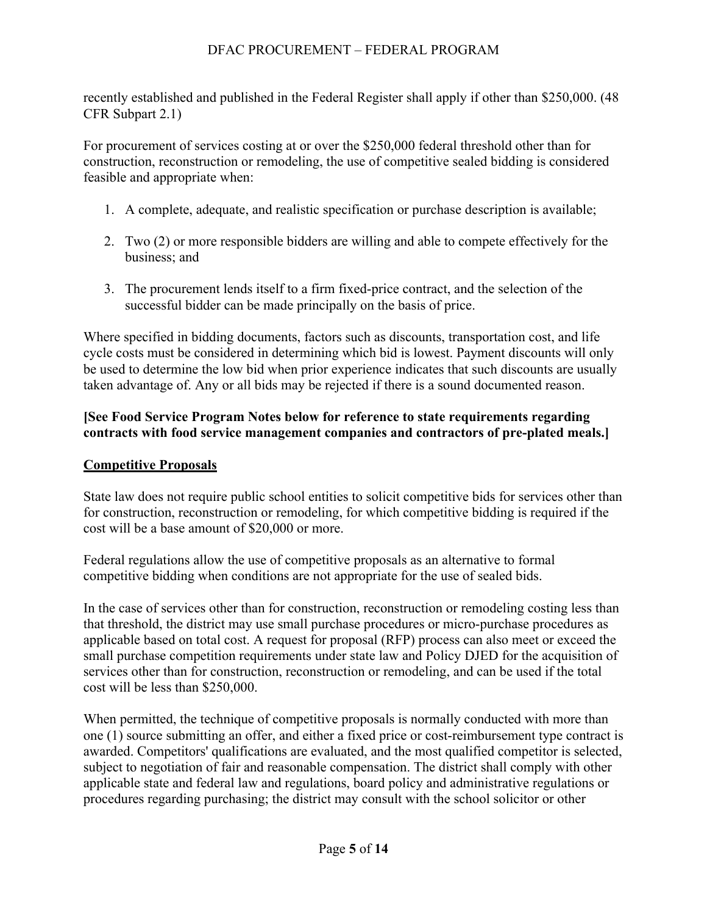recently established and published in the Federal Register shall apply if other than $250,000. (48 CFR Subpart 2.1)

For procurement of services costing at or over the $250,000 federal threshold other than for construction, reconstruction or remodeling, the use of competitive sealed bidding is considered feasible and appropriate when:

1. A complete, adequate, and realistic specification or purchase description is available;

2. Two (2) or more responsible bidders are willing and able to compete effectively for the business; and

3. The procurement lends itself to a firm fixed-price contract, and the selection of the successful bidder can be made principally on the basis of price.

Where specified in bidding documents, factors such as discounts, transportation cost, and life cycle costs must be considered in determining which bid is lowest. Payment discounts will only be used to determine the low bid when prior experience indicates that such discounts are usually taken advantage of. Any or all bids may be rejected if there is a sound documented reason.

**[See Food Service Program Notes below for reference to state requirements regarding contracts with food service management companies and contractors of pre-plated meals.]**

**Competitive Proposals**

State law does not require public school entities to solicit competitive bids for services other than for construction, reconstruction or remodeling, for which competitive bidding is required if the cost will be a base amount of $20,000 or more.

Federal regulations allow the use of competitive proposals as an alternative to formal competitive bidding when conditions are not appropriate for the use of sealed bids.

In the case of services other than for construction, reconstruction or remodeling costing less than that threshold, the district may use small purchase procedures or micro-purchase procedures as applicable based on total cost. A request for proposal (RFP) process can also meet or exceed the small purchase competition requirements under state law and Policy DJED for the acquisition of services other than for construction, reconstruction or remodeling, and can be used if the total cost will be less than $250,000.

When permitted, the technique of competitive proposals is normally conducted with more than one (1) source submitting an offer, and either a fixed price or cost-reimbursement type contract is awarded. Competitors' qualifications are evaluated, and the most qualified competitor is selected, subject to negotiation of fair and reasonable compensation. The district shall comply with other applicable state and federal law and regulations, board policy and administrative regulations or procedures regarding purchasing; the district may consult with the school solicitor or other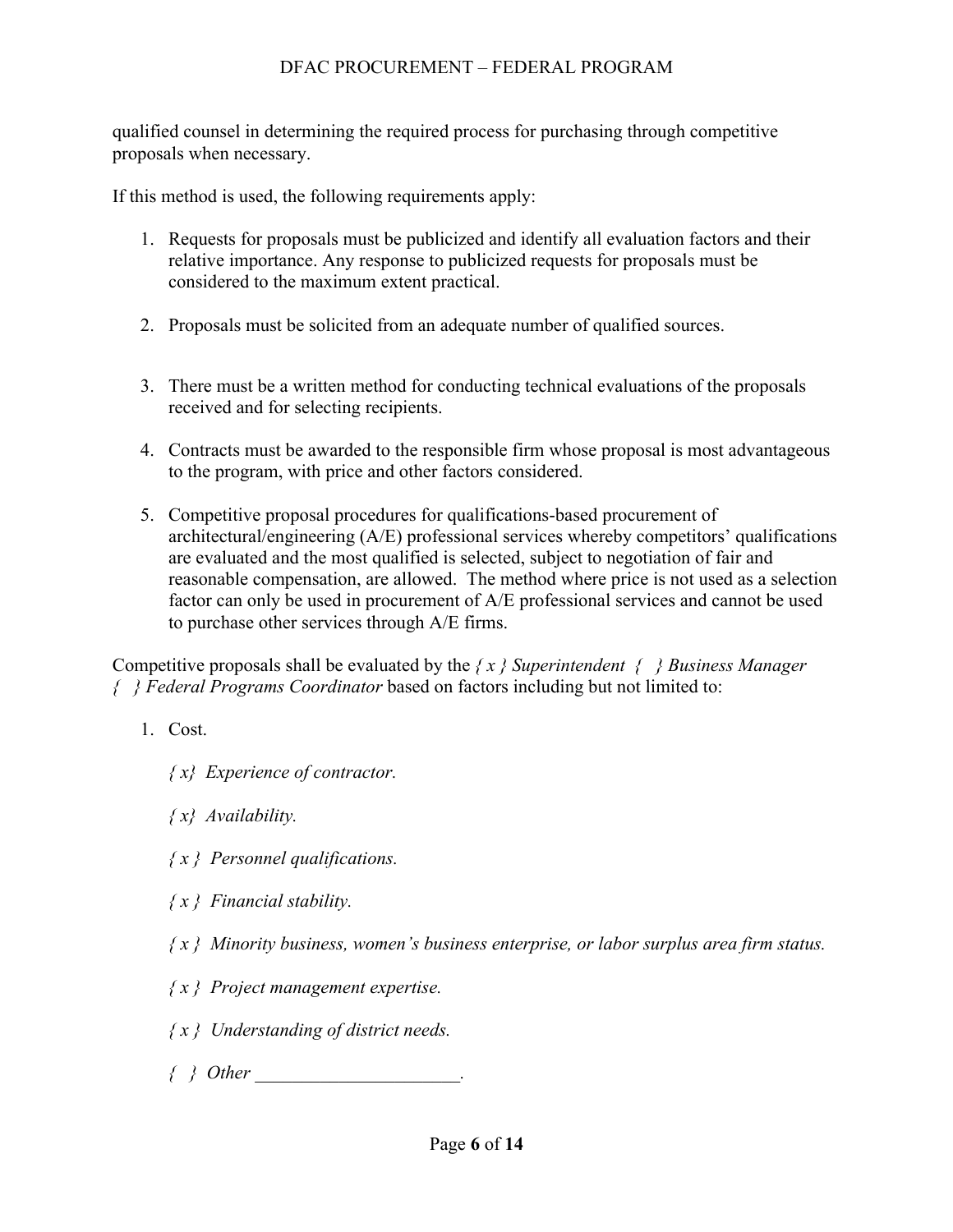qualified counsel in determining the required process for purchasing through competitive proposals when necessary.

If this method is used, the following requirements apply:

1. Requests for proposals must be publicized and identify all evaluation factors and their relative importance. Any response to publicized requests for proposals must be considered to the maximum extent practical.

2. Proposals must be solicited from an adequate number of qualified sources.

3. There must be a written method for conducting technical evaluations of the proposals received and for selecting recipients.

4. Contracts must be awarded to the responsible firm whose proposal is most advantageous to the program, with price and other factors considered.

5. Competitive proposal procedures for qualifications-based procurement of architectural/engineering (A/E) professional services whereby competitors' qualifications are evaluated and the most qualified is selected, subject to negotiation of fair and reasonable compensation, are allowed. The method where price is not used as a selection factor can only be used in procurement of A/E professional services and cannot be used to purchase other services through A/E firms.

Competitive proposals shall be evaluated by the *{ x } Superintendent { } Business Manager { } Federal Programs Coordinator* based on factors including but not limited to:

1. Cost.

   *{ x} Experience of contractor.*

   *{ x} Availability.*

   *{ x } Personnel qualifications.*

   *{ x } Financial stability.*

   *{ x } Minority business, women's business enterprise, or labor surplus area firm status.*

   *{ x } Project management expertise.*

   *{ x } Understanding of district needs.*

   *{ } Other ______________________.*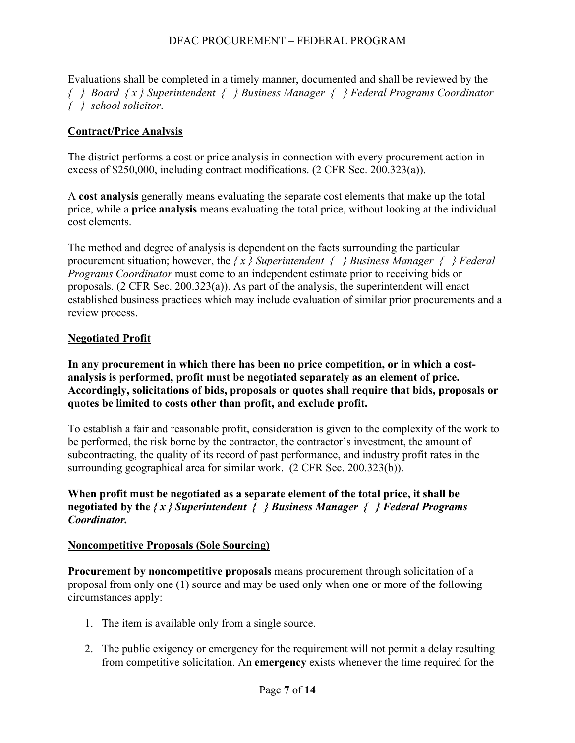Evaluations shall be completed in a timely manner, documented and shall be reviewed by the *{ } Board { x } Superintendent { } Business Manager { } Federal Programs Coordinator { } school solicitor*.

**Contract/Price Analysis**

The district performs a cost or price analysis in connection with every procurement action in excess of $250,000, including contract modifications. (2 CFR Sec. 200.323(a)).

A **cost analysis** generally means evaluating the separate cost elements that make up the total price, while a **price analysis** means evaluating the total price, without looking at the individual cost elements.

The method and degree of analysis is dependent on the facts surrounding the particular procurement situation; however, the *{ x } Superintendent { } Business Manager { } Federal Programs Coordinator* must come to an independent estimate prior to receiving bids or proposals. (2 CFR Sec. 200.323(a)). As part of the analysis, the superintendent will enact established business practices which may include evaluation of similar prior procurements and a review process.

**Negotiated Profit**

**In any procurement in which there has been no price competition, or in which a cost-analysis is performed, profit must be negotiated separately as an element of price. Accordingly, solicitations of bids, proposals or quotes shall require that bids, proposals or quotes be limited to costs other than profit, and exclude profit.**

To establish a fair and reasonable profit, consideration is given to the complexity of the work to be performed, the risk borne by the contractor, the contractor's investment, the amount of subcontracting, the quality of its record of past performance, and industry profit rates in the surrounding geographical area for similar work. (2 CFR Sec. 200.323(b)).

**When profit must be negotiated as a separate element of the total price, it shall be negotiated by the *{ x } Superintendent { } Business Manager { } Federal Programs Coordinator.***

**Noncompetitive Proposals (Sole Sourcing)**

**Procurement by noncompetitive proposals** means procurement through solicitation of a proposal from only one (1) source and may be used only when one or more of the following circumstances apply:

1. The item is available only from a single source.
2. The public exigency or emergency for the requirement will not permit a delay resulting from competitive solicitation. An **emergency** exists whenever the time required for the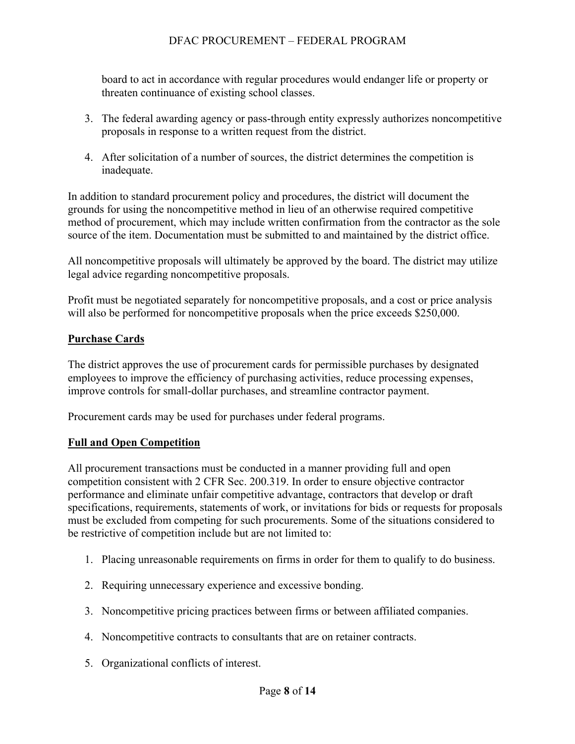board to act in accordance with regular procedures would endanger life or property or threaten continuance of existing school classes.

3. The federal awarding agency or pass-through entity expressly authorizes noncompetitive proposals in response to a written request from the district.
4. After solicitation of a number of sources, the district determines the competition is inadequate.

In addition to standard procurement policy and procedures, the district will document the grounds for using the noncompetitive method in lieu of an otherwise required competitive method of procurement, which may include written confirmation from the contractor as the sole source of the item. Documentation must be submitted to and maintained by the district office.

All noncompetitive proposals will ultimately be approved by the board. The district may utilize legal advice regarding noncompetitive proposals.

Profit must be negotiated separately for noncompetitive proposals, and a cost or price analysis will also be performed for noncompetitive proposals when the price exceeds $250,000.

## Purchase Cards

The district approves the use of procurement cards for permissible purchases by designated employees to improve the efficiency of purchasing activities, reduce processing expenses, improve controls for small-dollar purchases, and streamline contractor payment.

Procurement cards may be used for purchases under federal programs.

## Full and Open Competition

All procurement transactions must be conducted in a manner providing full and open competition consistent with 2 CFR Sec. 200.319. In order to ensure objective contractor performance and eliminate unfair competitive advantage, contractors that develop or draft specifications, requirements, statements of work, or invitations for bids or requests for proposals must be excluded from competing for such procurements. Some of the situations considered to be restrictive of competition include but are not limited to:

1. Placing unreasonable requirements on firms in order for them to qualify to do business.
2. Requiring unnecessary experience and excessive bonding.
3. Noncompetitive pricing practices between firms or between affiliated companies.
4. Noncompetitive contracts to consultants that are on retainer contracts.
5. Organizational conflicts of interest.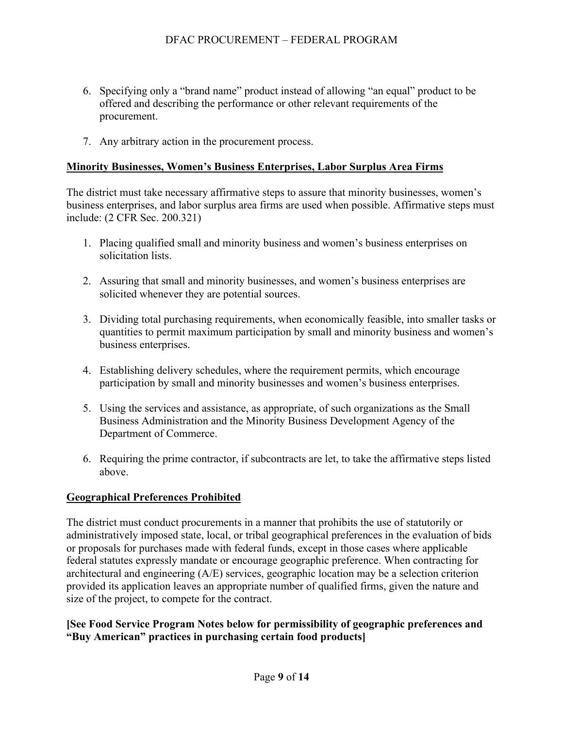6. Specifying only a "brand name" product instead of allowing "an equal" product to be offered and describing the performance or other relevant requirements of the procurement.

7. Any arbitrary action in the procurement process.

**Minority Businesses, Women's Business Enterprises, Labor Surplus Area Firms**

The district must take necessary affirmative steps to assure that minority businesses, women's business enterprises, and labor surplus area firms are used when possible. Affirmative steps must include: (2 CFR Sec. 200.321)

1. Placing qualified small and minority business and women's business enterprises on solicitation lists.

2. Assuring that small and minority businesses, and women's business enterprises are solicited whenever they are potential sources.

3. Dividing total purchasing requirements, when economically feasible, into smaller tasks or quantities to permit maximum participation by small and minority business and women's business enterprises.

4. Establishing delivery schedules, where the requirement permits, which encourage participation by small and minority businesses and women's business enterprises.

5. Using the services and assistance, as appropriate, of such organizations as the Small Business Administration and the Minority Business Development Agency of the Department of Commerce.

6. Requiring the prime contractor, if subcontracts are let, to take the affirmative steps listed above.

**Geographical Preferences Prohibited**

The district must conduct procurements in a manner that prohibits the use of statutorily or administratively imposed state, local, or tribal geographical preferences in the evaluation of bids or proposals for purchases made with federal funds, except in those cases where applicable federal statutes expressly mandate or encourage geographic preference. When contracting for architectural and engineering (A/E) services, geographic location may be a selection criterion provided its application leaves an appropriate number of qualified firms, given the nature and size of the project, to compete for the contract.

**[See Food Service Program Notes below for permissibility of geographic preferences and "Buy American" practices in purchasing certain food products]**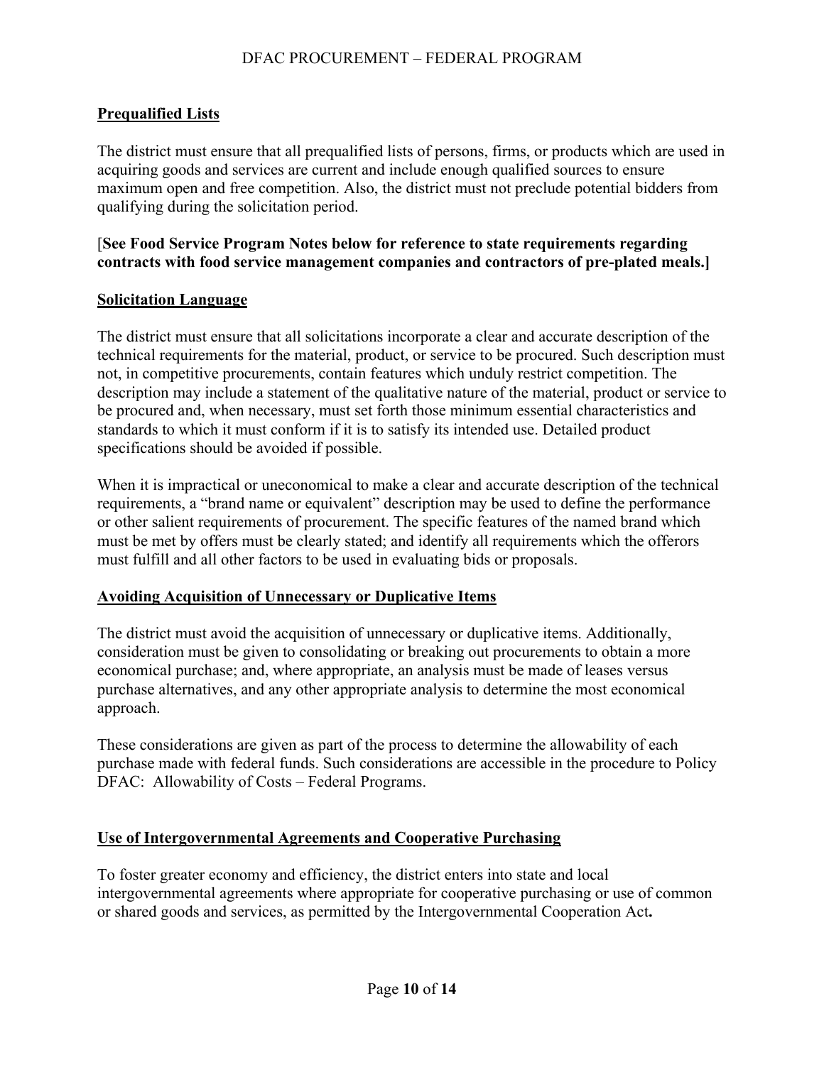## Prequalified Lists

The district must ensure that all prequalified lists of persons, firms, or products which are used in acquiring goods and services are current and include enough qualified sources to ensure maximum open and free competition. Also, the district must not preclude potential bidders from qualifying during the solicitation period.

[**See Food Service Program Notes below for reference to state requirements regarding contracts with food service management companies and contractors of pre-plated meals.]**

## Solicitation Language

The district must ensure that all solicitations incorporate a clear and accurate description of the technical requirements for the material, product, or service to be procured. Such description must not, in competitive procurements, contain features which unduly restrict competition. The description may include a statement of the qualitative nature of the material, product or service to be procured and, when necessary, must set forth those minimum essential characteristics and standards to which it must conform if it is to satisfy its intended use. Detailed product specifications should be avoided if possible.

When it is impractical or uneconomical to make a clear and accurate description of the technical requirements, a "brand name or equivalent" description may be used to define the performance or other salient requirements of procurement. The specific features of the named brand which must be met by offers must be clearly stated; and identify all requirements which the offerors must fulfill and all other factors to be used in evaluating bids or proposals.

## Avoiding Acquisition of Unnecessary or Duplicative Items

The district must avoid the acquisition of unnecessary or duplicative items. Additionally, consideration must be given to consolidating or breaking out procurements to obtain a more economical purchase; and, where appropriate, an analysis must be made of leases versus purchase alternatives, and any other appropriate analysis to determine the most economical approach.

These considerations are given as part of the process to determine the allowability of each purchase made with federal funds. Such considerations are accessible in the procedure to Policy DFAC: Allowability of Costs – Federal Programs.

## Use of Intergovernmental Agreements and Cooperative Purchasing

To foster greater economy and efficiency, the district enters into state and local intergovernmental agreements where appropriate for cooperative purchasing or use of common or shared goods and services, as permitted by the Intergovernmental Cooperation Act**.**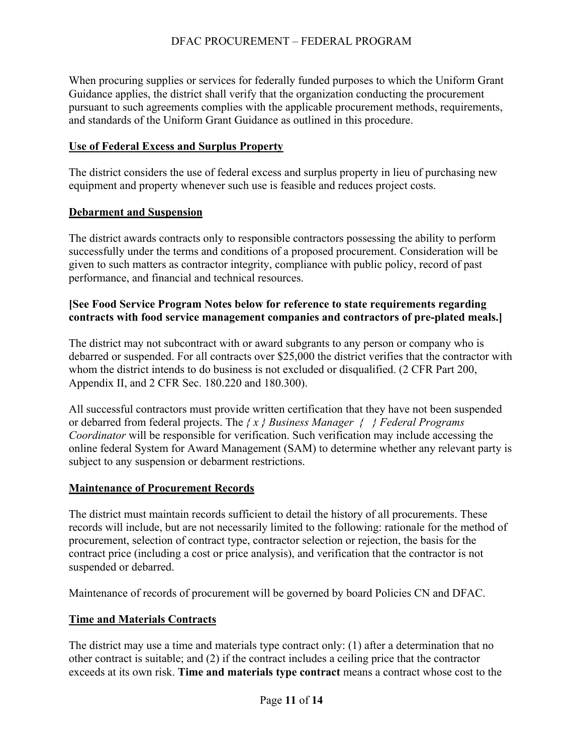When procuring supplies or services for federally funded purposes to which the Uniform Grant Guidance applies, the district shall verify that the organization conducting the procurement pursuant to such agreements complies with the applicable procurement methods, requirements, and standards of the Uniform Grant Guidance as outlined in this procedure.

**Use of Federal Excess and Surplus Property**

The district considers the use of federal excess and surplus property in lieu of purchasing new equipment and property whenever such use is feasible and reduces project costs.

**Debarment and Suspension**

The district awards contracts only to responsible contractors possessing the ability to perform successfully under the terms and conditions of a proposed procurement. Consideration will be given to such matters as contractor integrity, compliance with public policy, record of past performance, and financial and technical resources.

**[See Food Service Program Notes below for reference to state requirements regarding contracts with food service management companies and contractors of pre-plated meals.]**

The district may not subcontract with or award subgrants to any person or company who is debarred or suspended. For all contracts over $25,000 the district verifies that the contractor with whom the district intends to do business is not excluded or disqualified. (2 CFR Part 200, Appendix II, and 2 CFR Sec. 180.220 and 180.300).

All successful contractors must provide written certification that they have not been suspended or debarred from federal projects. The *{ x } Business Manager { } Federal Programs Coordinator* will be responsible for verification. Such verification may include accessing the online federal System for Award Management (SAM) to determine whether any relevant party is subject to any suspension or debarment restrictions.

**Maintenance of Procurement Records**

The district must maintain records sufficient to detail the history of all procurements. These records will include, but are not necessarily limited to the following: rationale for the method of procurement, selection of contract type, contractor selection or rejection, the basis for the contract price (including a cost or price analysis), and verification that the contractor is not suspended or debarred.

Maintenance of records of procurement will be governed by board Policies CN and DFAC.

**Time and Materials Contracts**

The district may use a time and materials type contract only: (1) after a determination that no other contract is suitable; and (2) if the contract includes a ceiling price that the contractor exceeds at its own risk. **Time and materials type contract** means a contract whose cost to the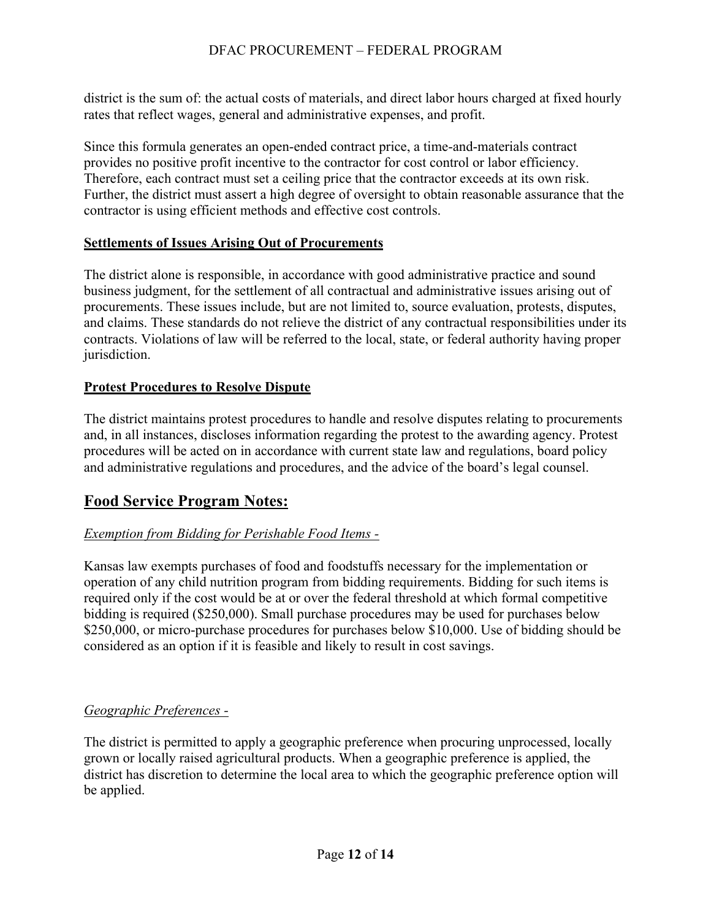district is the sum of: the actual costs of materials, and direct labor hours charged at fixed hourly rates that reflect wages, general and administrative expenses, and profit.

Since this formula generates an open-ended contract price, a time-and-materials contract provides no positive profit incentive to the contractor for cost control or labor efficiency. Therefore, each contract must set a ceiling price that the contractor exceeds at its own risk. Further, the district must assert a high degree of oversight to obtain reasonable assurance that the contractor is using efficient methods and effective cost controls.

**Settlements of Issues Arising Out of Procurements**

The district alone is responsible, in accordance with good administrative practice and sound business judgment, for the settlement of all contractual and administrative issues arising out of procurements. These issues include, but are not limited to, source evaluation, protests, disputes, and claims. These standards do not relieve the district of any contractual responsibilities under its contracts. Violations of law will be referred to the local, state, or federal authority having proper jurisdiction.

**Protest Procedures to Resolve Dispute**

The district maintains protest procedures to handle and resolve disputes relating to procurements and, in all instances, discloses information regarding the protest to the awarding agency. Protest procedures will be acted on in accordance with current state law and regulations, board policy and administrative regulations and procedures, and the advice of the board's legal counsel.

## Food Service Program Notes:

*Exemption from Bidding for Perishable Food Items -*

Kansas law exempts purchases of food and foodstuffs necessary for the implementation or operation of any child nutrition program from bidding requirements. Bidding for such items is required only if the cost would be at or over the federal threshold at which formal competitive bidding is required ($250,000). Small purchase procedures may be used for purchases below $250,000, or micro-purchase procedures for purchases below $10,000. Use of bidding should be considered as an option if it is feasible and likely to result in cost savings.

*Geographic Preferences -*

The district is permitted to apply a geographic preference when procuring unprocessed, locally grown or locally raised agricultural products. When a geographic preference is applied, the district has discretion to determine the local area to which the geographic preference option will be applied.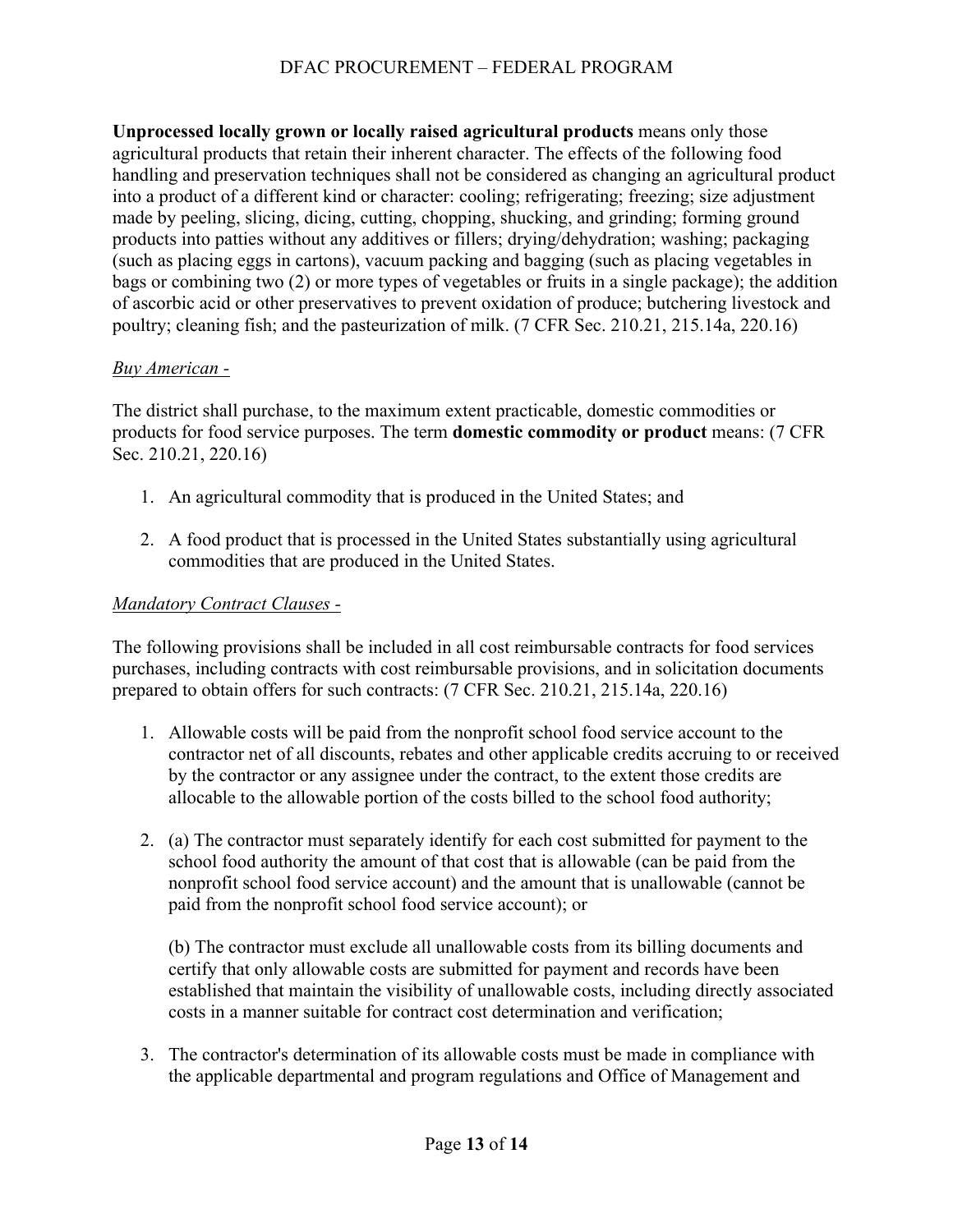**Unprocessed locally grown or locally raised agricultural products** means only those agricultural products that retain their inherent character. The effects of the following food handling and preservation techniques shall not be considered as changing an agricultural product into a product of a different kind or character: cooling; refrigerating; freezing; size adjustment made by peeling, slicing, dicing, cutting, chopping, shucking, and grinding; forming ground products into patties without any additives or fillers; drying/dehydration; washing; packaging (such as placing eggs in cartons), vacuum packing and bagging (such as placing vegetables in bags or combining two (2) or more types of vegetables or fruits in a single package); the addition of ascorbic acid or other preservatives to prevent oxidation of produce; butchering livestock and poultry; cleaning fish; and the pasteurization of milk. (7 CFR Sec. 210.21, 215.14a, 220.16)

*Buy American -*

The district shall purchase, to the maximum extent practicable, domestic commodities or products for food service purposes. The term **domestic commodity or product** means: (7 CFR Sec. 210.21, 220.16)

1. An agricultural commodity that is produced in the United States; and
2. A food product that is processed in the United States substantially using agricultural commodities that are produced in the United States.

*Mandatory Contract Clauses -*

The following provisions shall be included in all cost reimbursable contracts for food services purchases, including contracts with cost reimbursable provisions, and in solicitation documents prepared to obtain offers for such contracts: (7 CFR Sec. 210.21, 215.14a, 220.16)

1. Allowable costs will be paid from the nonprofit school food service account to the contractor net of all discounts, rebates and other applicable credits accruing to or received by the contractor or any assignee under the contract, to the extent those credits are allocable to the allowable portion of the costs billed to the school food authority;
2. (a) The contractor must separately identify for each cost submitted for payment to the school food authority the amount of that cost that is allowable (can be paid from the nonprofit school food service account) and the amount that is unallowable (cannot be paid from the nonprofit school food service account); or

   (b) The contractor must exclude all unallowable costs from its billing documents and certify that only allowable costs are submitted for payment and records have been established that maintain the visibility of unallowable costs, including directly associated costs in a manner suitable for contract cost determination and verification;
3. The contractor's determination of its allowable costs must be made in compliance with the applicable departmental and program regulations and Office of Management and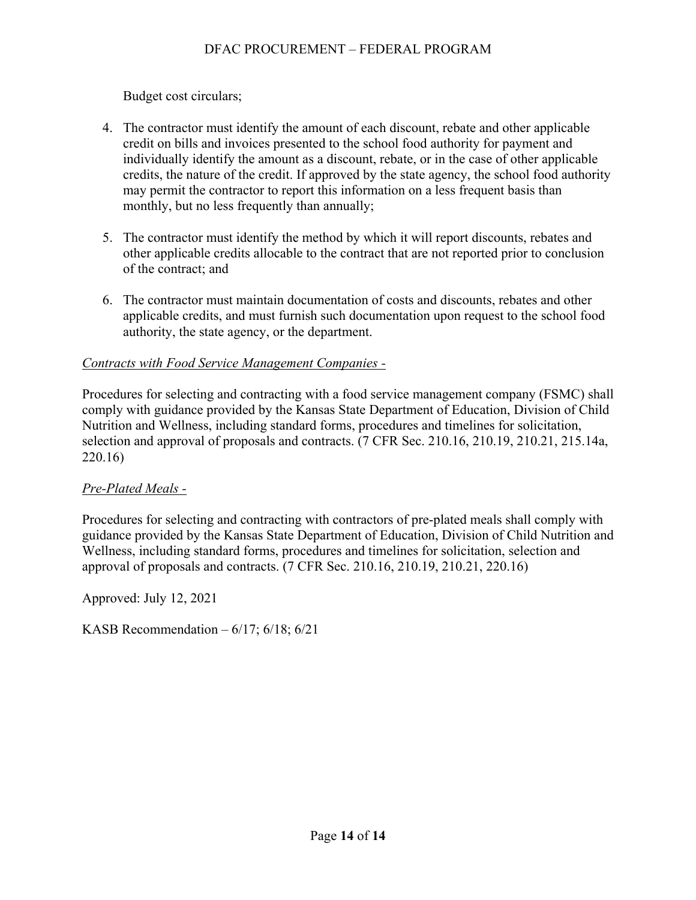Budget cost circulars;

4. The contractor must identify the amount of each discount, rebate and other applicable credit on bills and invoices presented to the school food authority for payment and individually identify the amount as a discount, rebate, or in the case of other applicable credits, the nature of the credit. If approved by the state agency, the school food authority may permit the contractor to report this information on a less frequent basis than monthly, but no less frequently than annually;

5. The contractor must identify the method by which it will report discounts, rebates and other applicable credits allocable to the contract that are not reported prior to conclusion of the contract; and

6. The contractor must maintain documentation of costs and discounts, rebates and other applicable credits, and must furnish such documentation upon request to the school food authority, the state agency, or the department.

*Contracts with Food Service Management Companies -*

Procedures for selecting and contracting with a food service management company (FSMC) shall comply with guidance provided by the Kansas State Department of Education, Division of Child Nutrition and Wellness, including standard forms, procedures and timelines for solicitation, selection and approval of proposals and contracts. (7 CFR Sec. 210.16, 210.19, 210.21, 215.14a, 220.16)

*Pre-Plated Meals -*

Procedures for selecting and contracting with contractors of pre-plated meals shall comply with guidance provided by the Kansas State Department of Education, Division of Child Nutrition and Wellness, including standard forms, procedures and timelines for solicitation, selection and approval of proposals and contracts. (7 CFR Sec. 210.16, 210.19, 210.21, 220.16)

Approved: July 12, 2021

KASB Recommendation – 6/17; 6/18; 6/21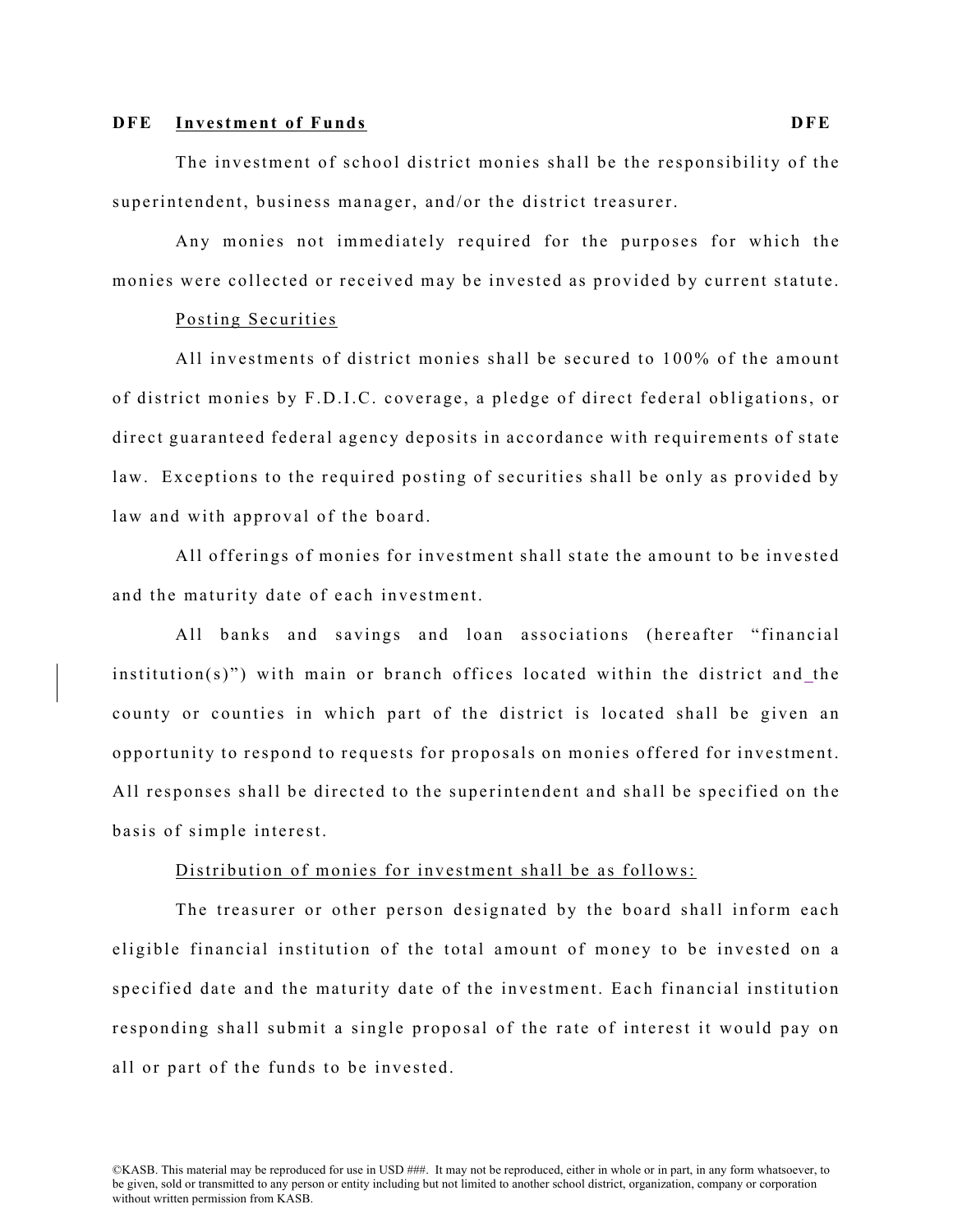**DFE Investment of Funds DFE**

The investment of school district monies shall be the responsibility of the superintendent, business manager, and/or the district treasurer.

Any monies not immediately required for the purposes for which the monies were collected or received may be invested as provided by current statute.

Posting Securities

All investments of district monies shall be secured to 100% of the amount of district monies by F.D.I.C. coverage, a pledge of direct federal obligations, or direct guaranteed federal agency deposits in accordance with requirements of state law. Exceptions to the required posting of securities shall be only as provided by law and with approval of the board.

All offerings of monies for investment shall state the amount to be invested and the maturity date of each investment.

All banks and savings and loan associations (hereafter "financial institution(s)") with main or branch offices located within the district and the county or counties in which part of the district is located shall be given an opportunity to respond to requests for proposals on monies offered for investment. All responses shall be directed to the superintendent and shall be specified on the basis of simple interest.

Distribution of monies for investment shall be as follows:

The treasurer or other person designated by the board shall inform each eligible financial institution of the total amount of money to be invested on a specified date and the maturity date of the investment. Each financial institution responding shall submit a single proposal of the rate of interest it would pay on all or part of the funds to be invested.

©KASB. This material may be reproduced for use in USD ###. It may not be reproduced, either in whole or in part, in any form whatsoever, to be given, sold or transmitted to any person or entity including but not limited to another school district, organization, company or corporation without written permission from KASB.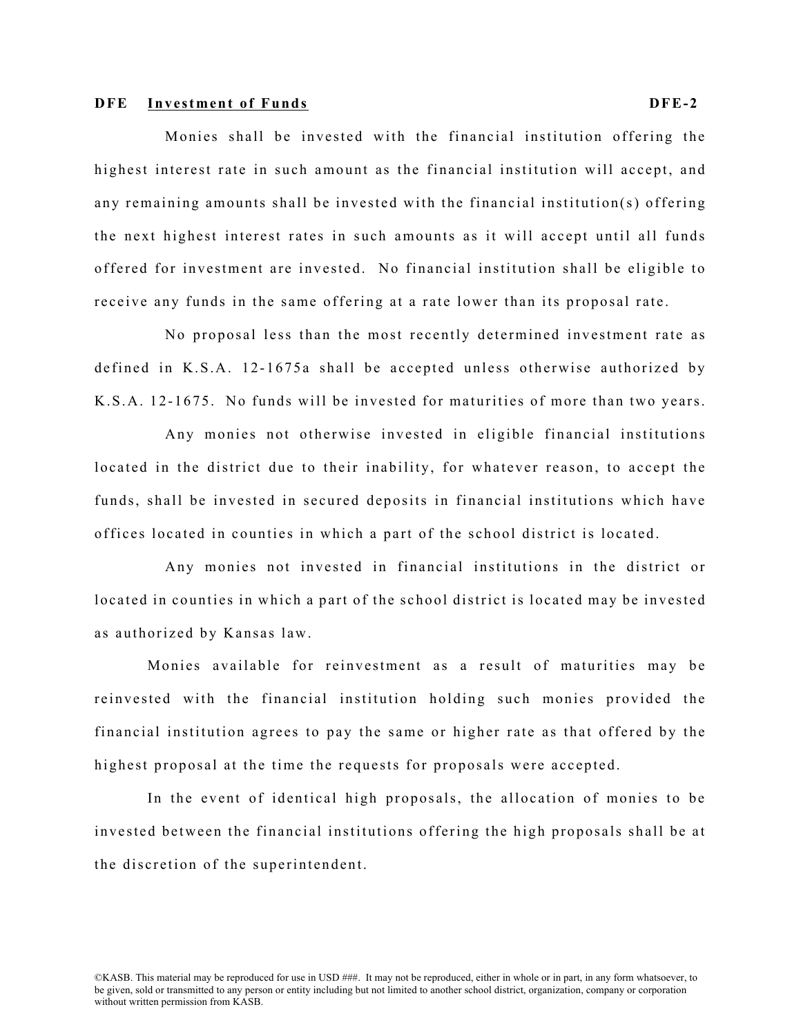**DFE Investment of Funds** **DFE-2**

Monies shall be invested with the financial institution offering the highest interest rate in such amount as the financial institution will accept, and any remaining amounts shall be invested with the financial institution(s) offering the next highest interest rates in such amounts as it will accept until all funds offered for investment are invested. No financial institution shall be eligible to receive any funds in the same offering at a rate lower than its proposal rate.

No proposal less than the most recently determined investment rate as defined in K.S.A. 12-1675a shall be accepted unless otherwise authorized by K.S.A. 12-1675. No funds will be invested for maturities of more than two years.

Any monies not otherwise invested in eligible financial institutions located in the district due to their inability, for whatever reason, to accept the funds, shall be invested in secured deposits in financial institutions which have offices located in counties in which a part of the school district is located.

Any monies not invested in financial institutions in the district or located in counties in which a part of the school district is located may be invested as authorized by Kansas law.

Monies available for reinvestment as a result of maturities may be reinvested with the financial institution holding such monies provided the financial institution agrees to pay the same or higher rate as that offered by the highest proposal at the time the requests for proposals were accepted.

In the event of identical high proposals, the allocation of monies to be invested between the financial institutions offering the high proposals shall be at the discretion of the superintendent.

©KASB. This material may be reproduced for use in USD ###. It may not be reproduced, either in whole or in part, in any form whatsoever, to be given, sold or transmitted to any person or entity including but not limited to another school district, organization, company or corporation without written permission from KASB.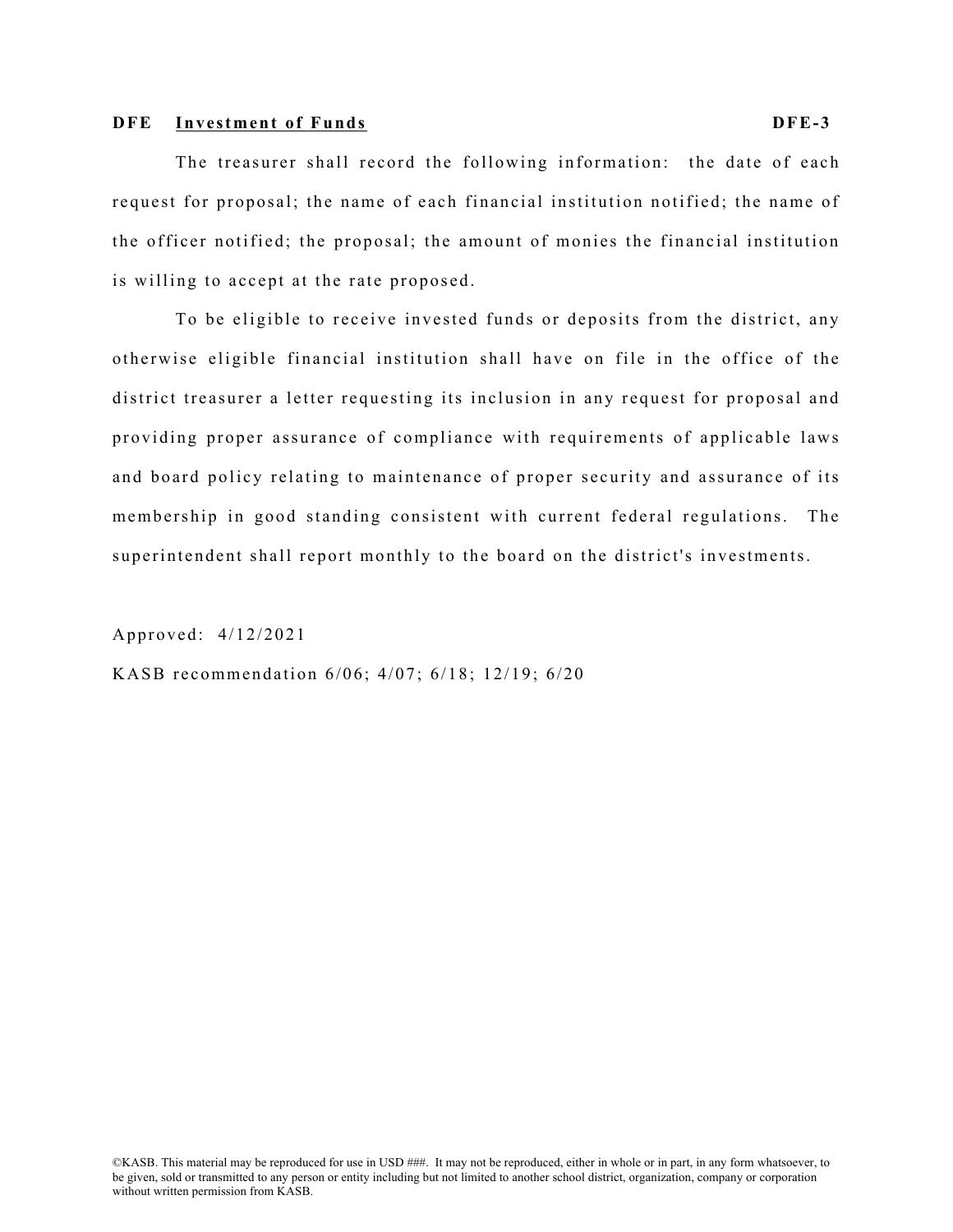**DFE Investment of Funds** **DFE-3**

The treasurer shall record the following information: the date of each request for proposal; the name of each financial institution notified; the name of the officer notified; the proposal; the amount of monies the financial institution is willing to accept at the rate proposed.

To be eligible to receive invested funds or deposits from the district, any otherwise eligible financial institution shall have on file in the office of the district treasurer a letter requesting its inclusion in any request for proposal and providing proper assurance of compliance with requirements of applicable laws and board policy relating to maintenance of proper security and assurance of its membership in good standing consistent with current federal regulations. The superintendent shall report monthly to the board on the district's investments.

Approved: 4/12/2021

KASB recommendation 6/06; 4/07; 6/18; 12/19; 6/20

©KASB. This material may be reproduced for use in USD ###. It may not be reproduced, either in whole or in part, in any form whatsoever, to be given, sold or transmitted to any person or entity including but not limited to another school district, organization, company or corporation without written permission from KASB.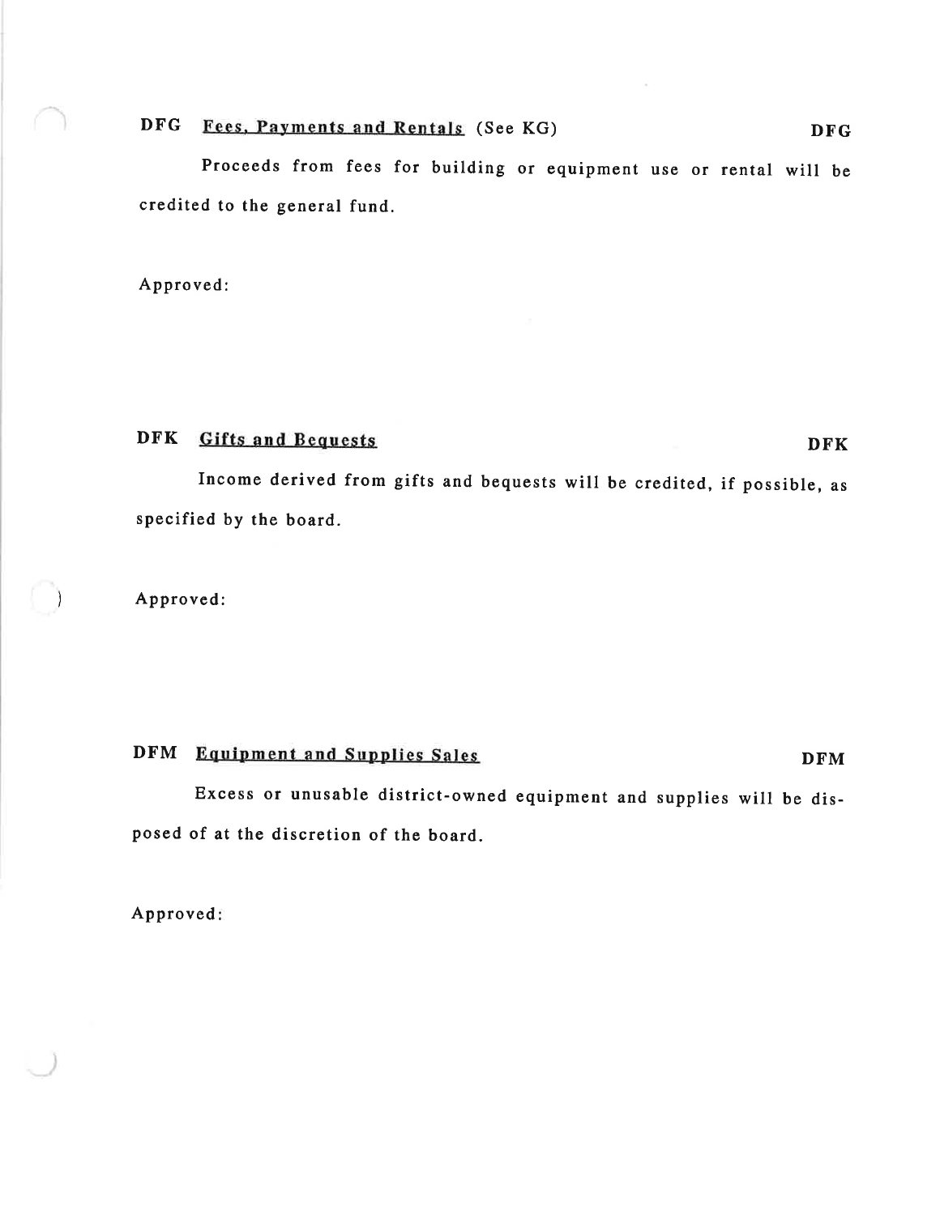## DFG <u>Fees, Payments and Rentals</u> (See KG) DFG

Proceeds from fees for building or equipment use or rental will be credited to the general fund.

Approved:

## DFK <u>Gifts and Bequests</u> DFK

Income derived from gifts and bequests will be credited, if possible, as specified by the board.

Approved:

## DFM <u>Equipment and Supplies Sales</u> DFM

Excess or unusable district-owned equipment and supplies will be disposed of at the discretion of the board.

Approved: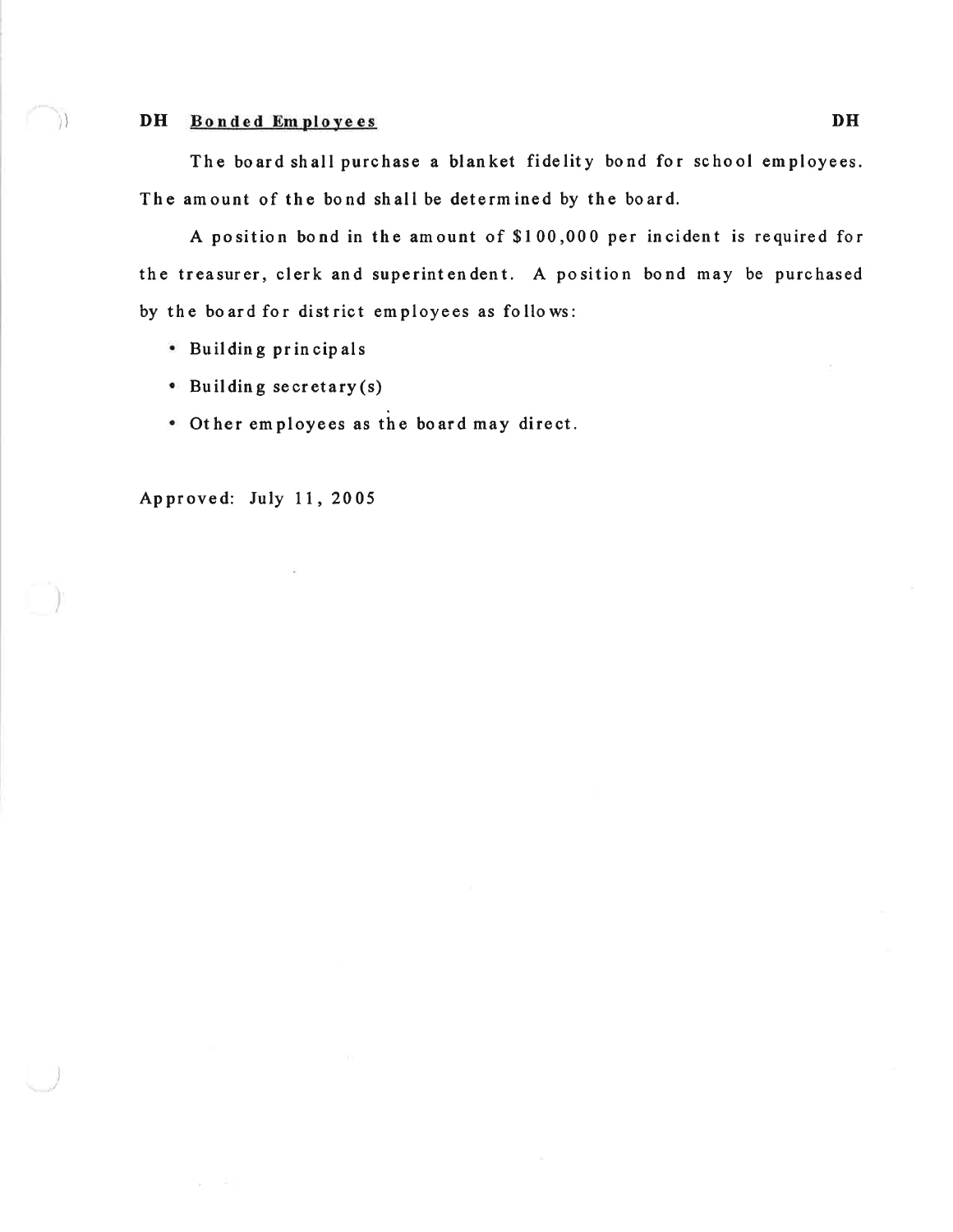## DH Bonded Employees

The board shall purchase a blanket fidelity bond for school employees. The amount of the bond shall be determined by the board.

A position bond in the amount of $100,000 per incident is required for the treasurer, clerk and superintendent. A position bond may be purchased by the board for district employees as follows:

- Building principals
- Building secretary(s)
- Other employees as the board may direct.

Approved: July 11, 2005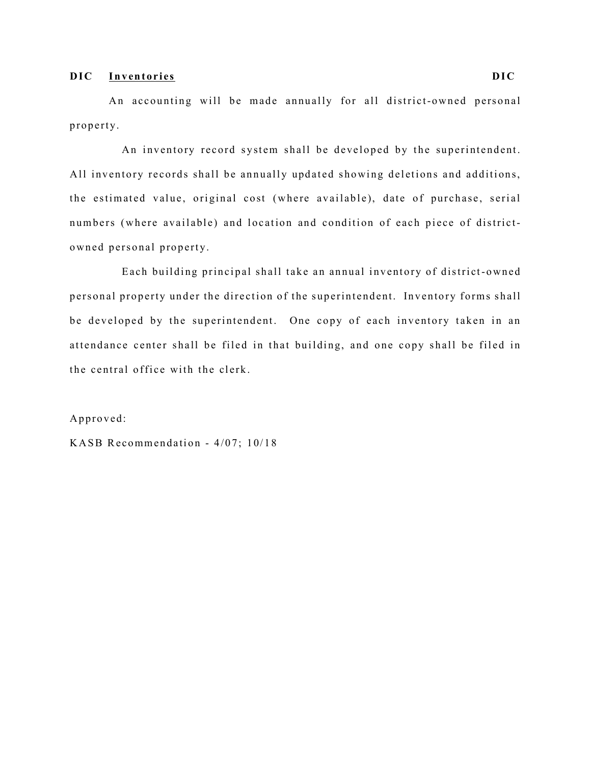## DIC Inventories DIC

An accounting will be made annually for all district-owned personal property.

An inventory record system shall be developed by the superintendent. All inventory records shall be annually updated showing deletions and additions, the estimated value, original cost (where available), date of purchase, serial numbers (where available) and location and condition of each piece of district-owned personal property.

Each building principal shall take an annual inventory of district-owned personal property under the direction of the superintendent. Inventory forms shall be developed by the superintendent. One copy of each inventory taken in an attendance center shall be filed in that building, and one copy shall be filed in the central office with the clerk.

Approved:

KASB Recommendation - 4/07; 10/18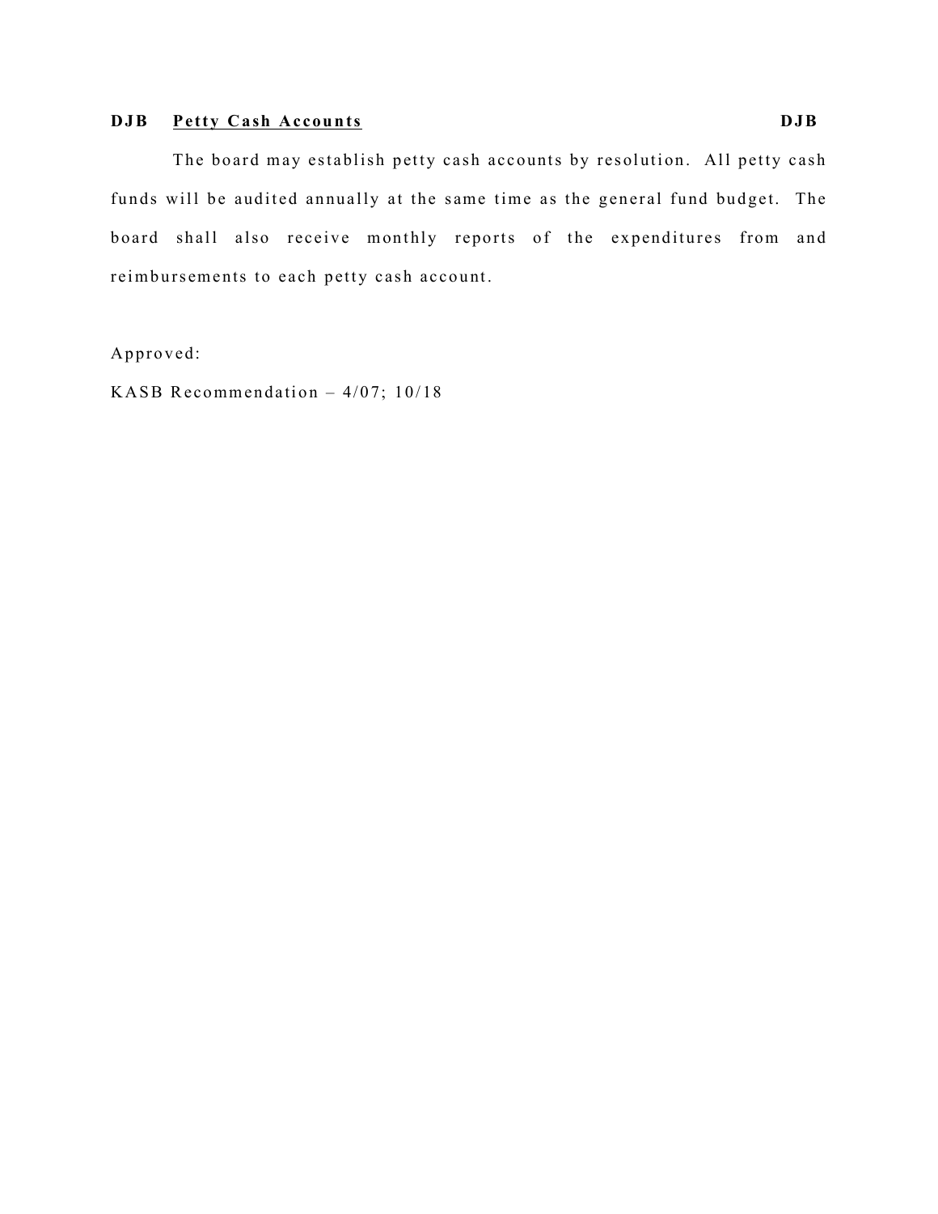## DJB **Petty Cash Accounts** DJB

The board may establish petty cash accounts by resolution. All petty cash funds will be audited annually at the same time as the general fund budget. The board shall also receive monthly reports of the expenditures from and reimbursements to each petty cash account.

Approved:

KASB Recommendation – 4/07; 10/18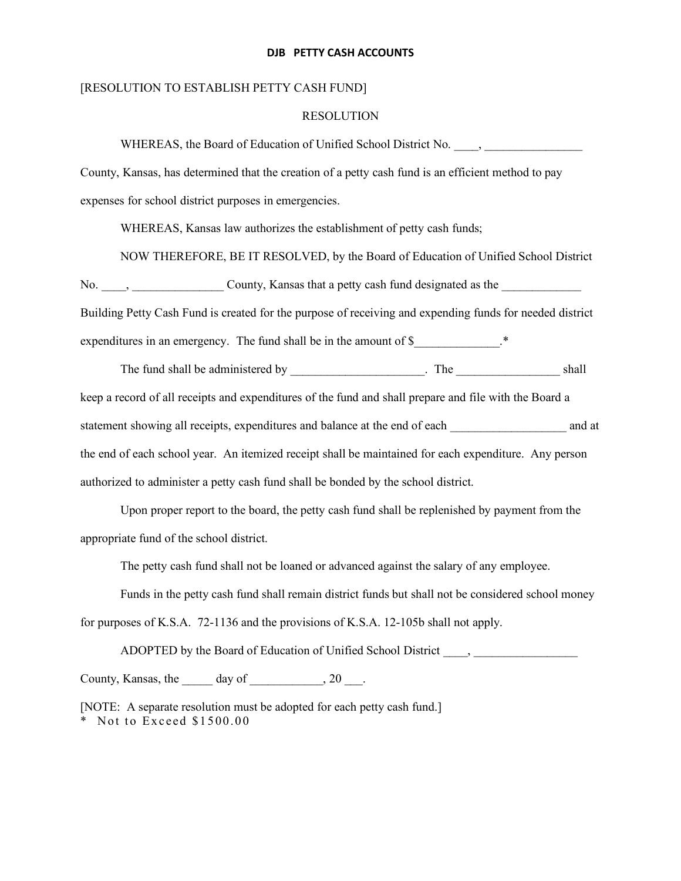**DJB PETTY CASH ACCOUNTS**

[RESOLUTION TO ESTABLISH PETTY CASH FUND]

RESOLUTION

WHEREAS, the Board of Education of Unified School District No. ____, ________________ County, Kansas, has determined that the creation of a petty cash fund is an efficient method to pay expenses for school district purposes in emergencies.

WHEREAS, Kansas law authorizes the establishment of petty cash funds;

NOW THEREFORE, BE IT RESOLVED, by the Board of Education of Unified School District No. ____, _______________ County, Kansas that a petty cash fund designated as the _____________ Building Petty Cash Fund is created for the purpose of receiving and expending funds for needed district expenditures in an emergency. The fund shall be in the amount of $______________.*

The fund shall be administered by ______________________. The _________________ shall keep a record of all receipts and expenditures of the fund and shall prepare and file with the Board a statement showing all receipts, expenditures and balance at the end of each ___________________ and at the end of each school year. An itemized receipt shall be maintained for each expenditure. Any person authorized to administer a petty cash fund shall be bonded by the school district.

Upon proper report to the board, the petty cash fund shall be replenished by payment from the appropriate fund of the school district.

The petty cash fund shall not be loaned or advanced against the salary of any employee.

Funds in the petty cash fund shall remain district funds but shall not be considered school money for purposes of K.S.A. 72-1136 and the provisions of K.S.A. 12-105b shall not apply.

ADOPTED by the Board of Education of Unified School District ____, _________________ County, Kansas, the _____ day of ____________, 20 ___.

[NOTE: A separate resolution must be adopted for each petty cash fund.]
\* Not to Exceed $1500.00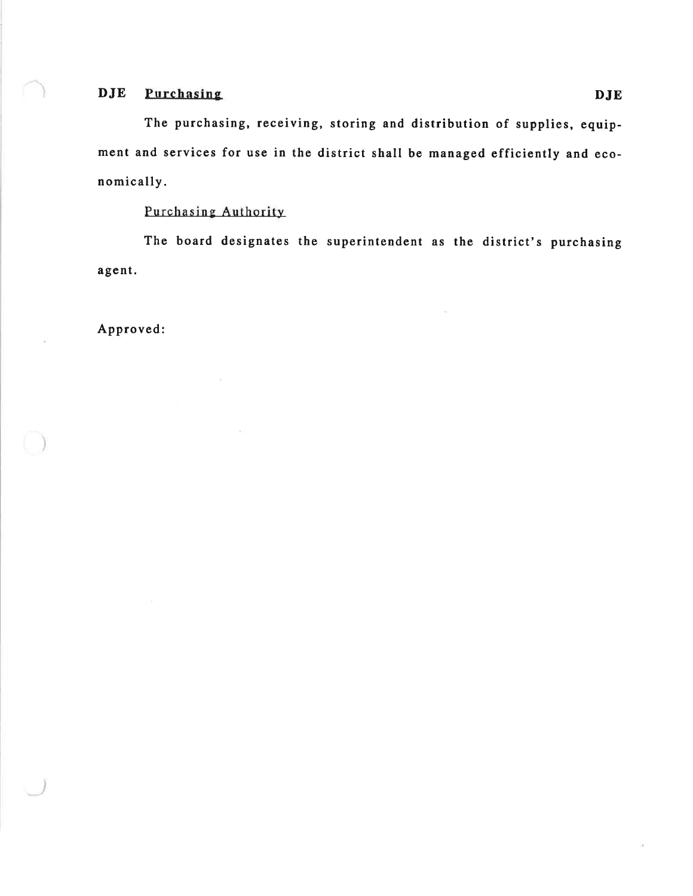# DJE Purchasing

The purchasing, receiving, storing and distribution of supplies, equipment and services for use in the district shall be managed efficiently and economically.

## Purchasing Authority

The board designates the superintendent as the district's purchasing agent.

Approved: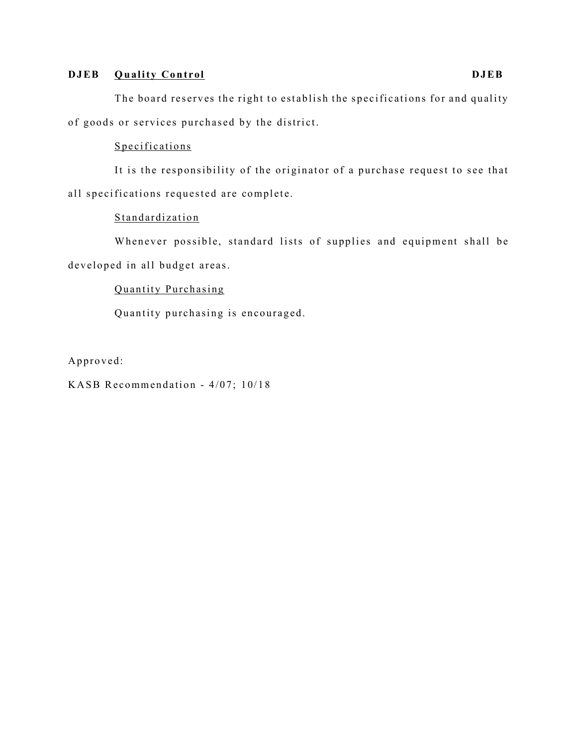## DJEB **Quality Control** DJEB

The board reserves the right to establish the specifications for and quality of goods or services purchased by the district.

### Specifications

It is the responsibility of the originator of a purchase request to see that all specifications requested are complete.

### Standardization

Whenever possible, standard lists of supplies and equipment shall be developed in all budget areas.

### Quantity Purchasing

Quantity purchasing is encouraged.

Approved:

KASB Recommendation - 4/07; 10/18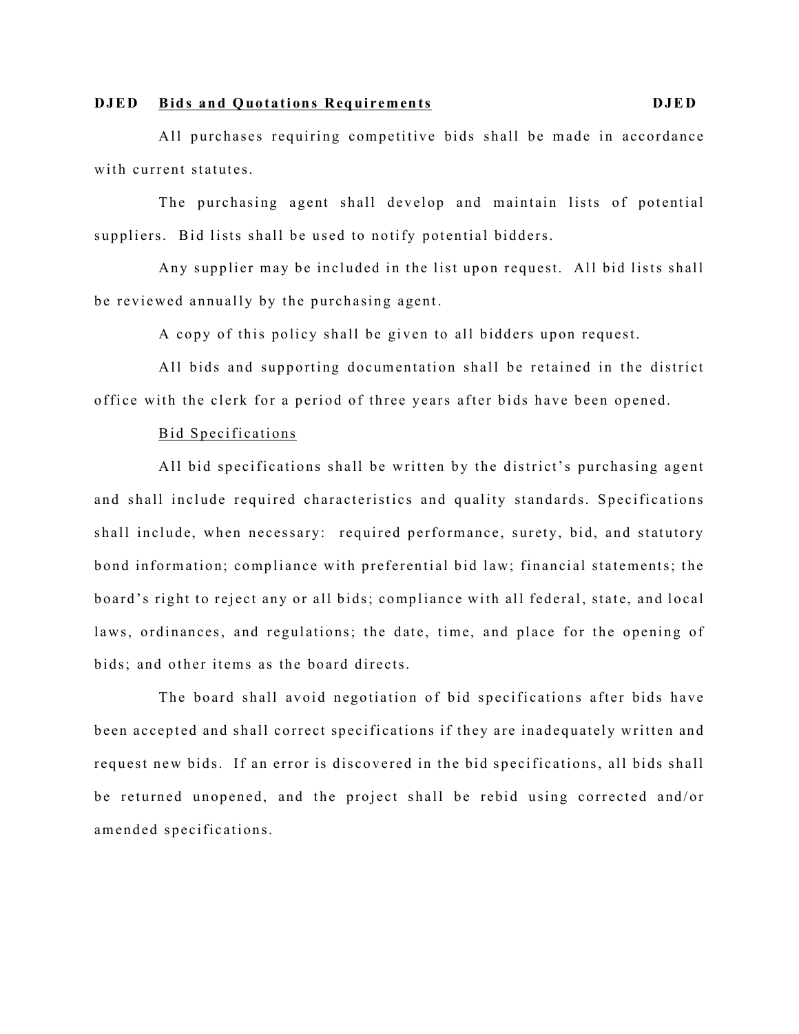**DJED** **Bids and Quotations Requirements** **DJED**

All purchases requiring competitive bids shall be made in accordance with current statutes.

The purchasing agent shall develop and maintain lists of potential suppliers. Bid lists shall be used to notify potential bidders.

Any supplier may be included in the list upon request. All bid lists shall be reviewed annually by the purchasing agent.

A copy of this policy shall be given to all bidders upon request.

All bids and supporting documentation shall be retained in the district office with the clerk for a period of three years after bids have been opened.

Bid Specifications

All bid specifications shall be written by the district's purchasing agent and shall include required characteristics and quality standards. Specifications shall include, when necessary: required performance, surety, bid, and statutory bond information; compliance with preferential bid law; financial statements; the board's right to reject any or all bids; compliance with all federal, state, and local laws, ordinances, and regulations; the date, time, and place for the opening of bids; and other items as the board directs.

The board shall avoid negotiation of bid specifications after bids have been accepted and shall correct specifications if they are inadequately written and request new bids. If an error is discovered in the bid specifications, all bids shall be returned unopened, and the project shall be rebid using corrected and/or amended specifications.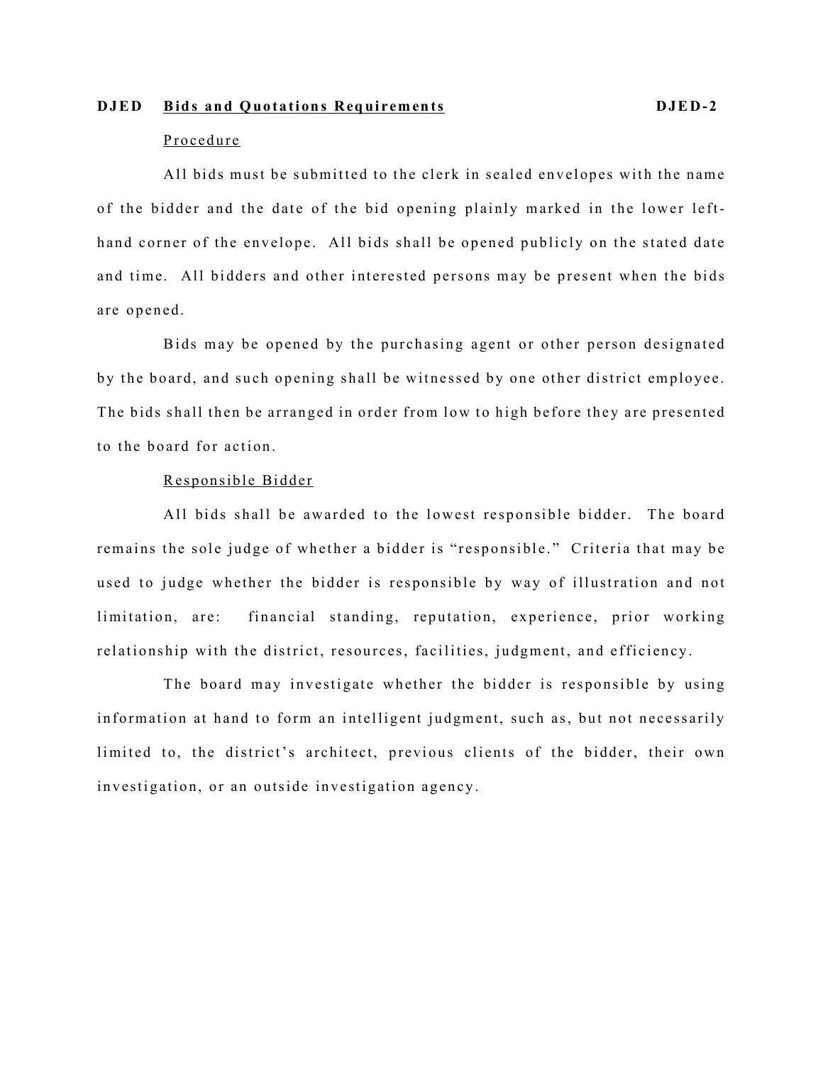**DJED Bids and Quotations Requirements DJED-2**

Procedure

All bids must be submitted to the clerk in sealed envelopes with the name of the bidder and the date of the bid opening plainly marked in the lower left-hand corner of the envelope. All bids shall be opened publicly on the stated date and time. All bidders and other interested persons may be present when the bids are opened.

Bids may be opened by the purchasing agent or other person designated by the board, and such opening shall be witnessed by one other district employee. The bids shall then be arranged in order from low to high before they are presented to the board for action.

Responsible Bidder

All bids shall be awarded to the lowest responsible bidder. The board remains the sole judge of whether a bidder is "responsible." Criteria that may be used to judge whether the bidder is responsible by way of illustration and not limitation, are: financial standing, reputation, experience, prior working relationship with the district, resources, facilities, judgment, and efficiency.

The board may investigate whether the bidder is responsible by using information at hand to form an intelligent judgment, such as, but not necessarily limited to, the district's architect, previous clients of the bidder, their own investigation, or an outside investigation agency.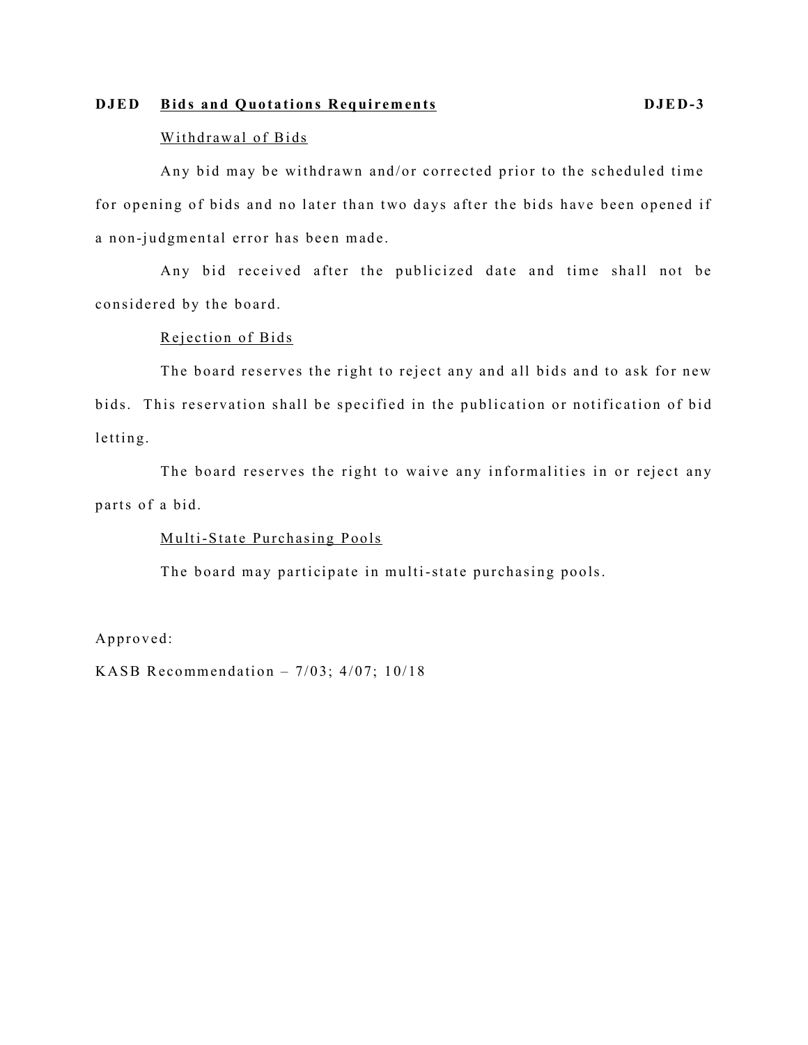Withdrawal of Bids

Any bid may be withdrawn and/or corrected prior to the scheduled time for opening of bids and no later than two days after the bids have been opened if a non-judgmental error has been made.

Any bid received after the publicized date and time shall not be considered by the board.

Rejection of Bids

The board reserves the right to reject any and all bids and to ask for new bids. This reservation shall be specified in the publication or notification of bid letting.

The board reserves the right to waive any informalities in or reject any parts of a bid.

Multi-State Purchasing Pools

The board may participate in multi-state purchasing pools.

Approved:

KASB Recommendation – 7/03; 4/07; 10/18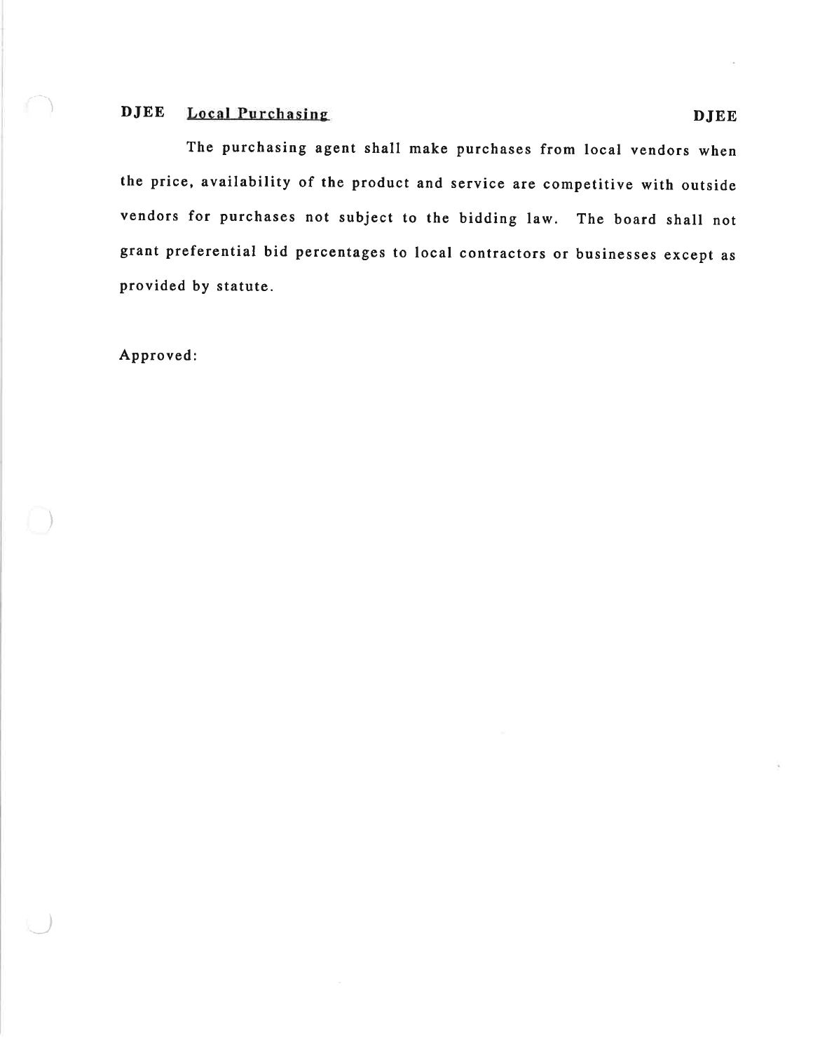## DJEE Local Purchasing DJEE

The purchasing agent shall make purchases from local vendors when the price, availability of the product and service are competitive with outside vendors for purchases not subject to the bidding law. The board shall not grant preferential bid percentages to local contractors or businesses except as provided by statute.

Approved: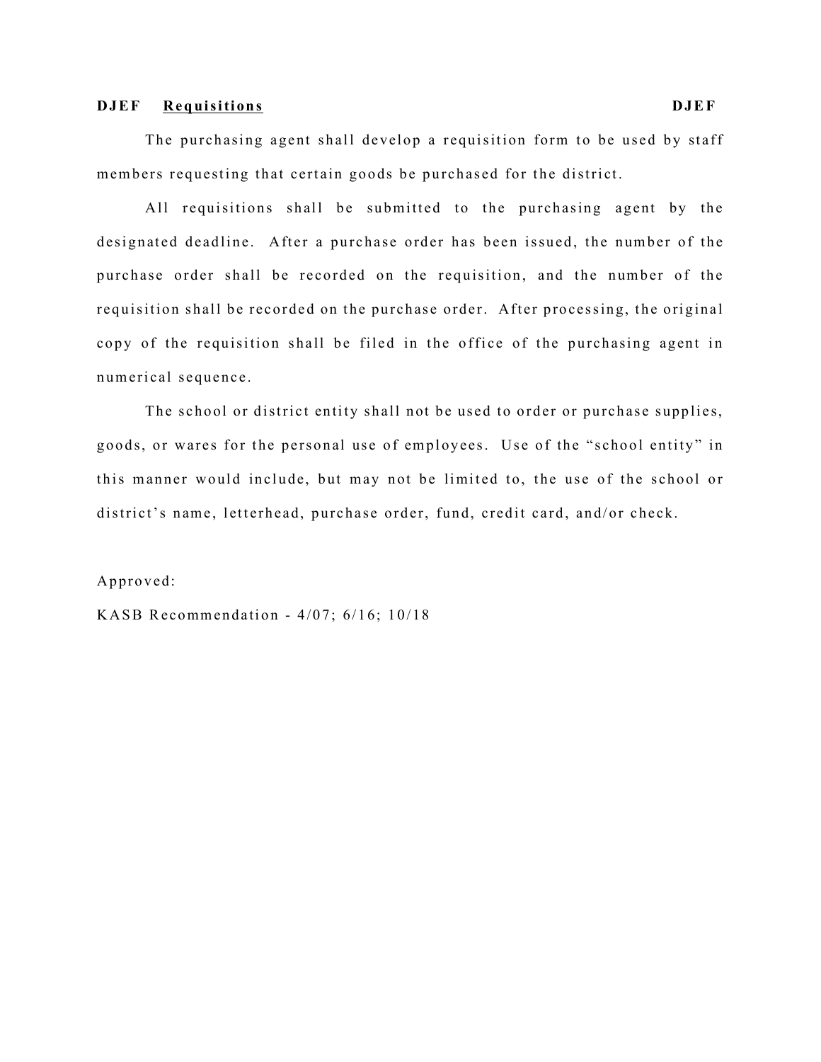**DJEF** **Requisitions** **DJEF**

The purchasing agent shall develop a requisition form to be used by staff members requesting that certain goods be purchased for the district.

All requisitions shall be submitted to the purchasing agent by the designated deadline. After a purchase order has been issued, the number of the purchase order shall be recorded on the requisition, and the number of the requisition shall be recorded on the purchase order. After processing, the original copy of the requisition shall be filed in the office of the purchasing agent in numerical sequence.

The school or district entity shall not be used to order or purchase supplies, goods, or wares for the personal use of employees. Use of the "school entity" in this manner would include, but may not be limited to, the use of the school or district's name, letterhead, purchase order, fund, credit card, and/or check.

Approved:

KASB Recommendation - 4/07; 6/16; 10/18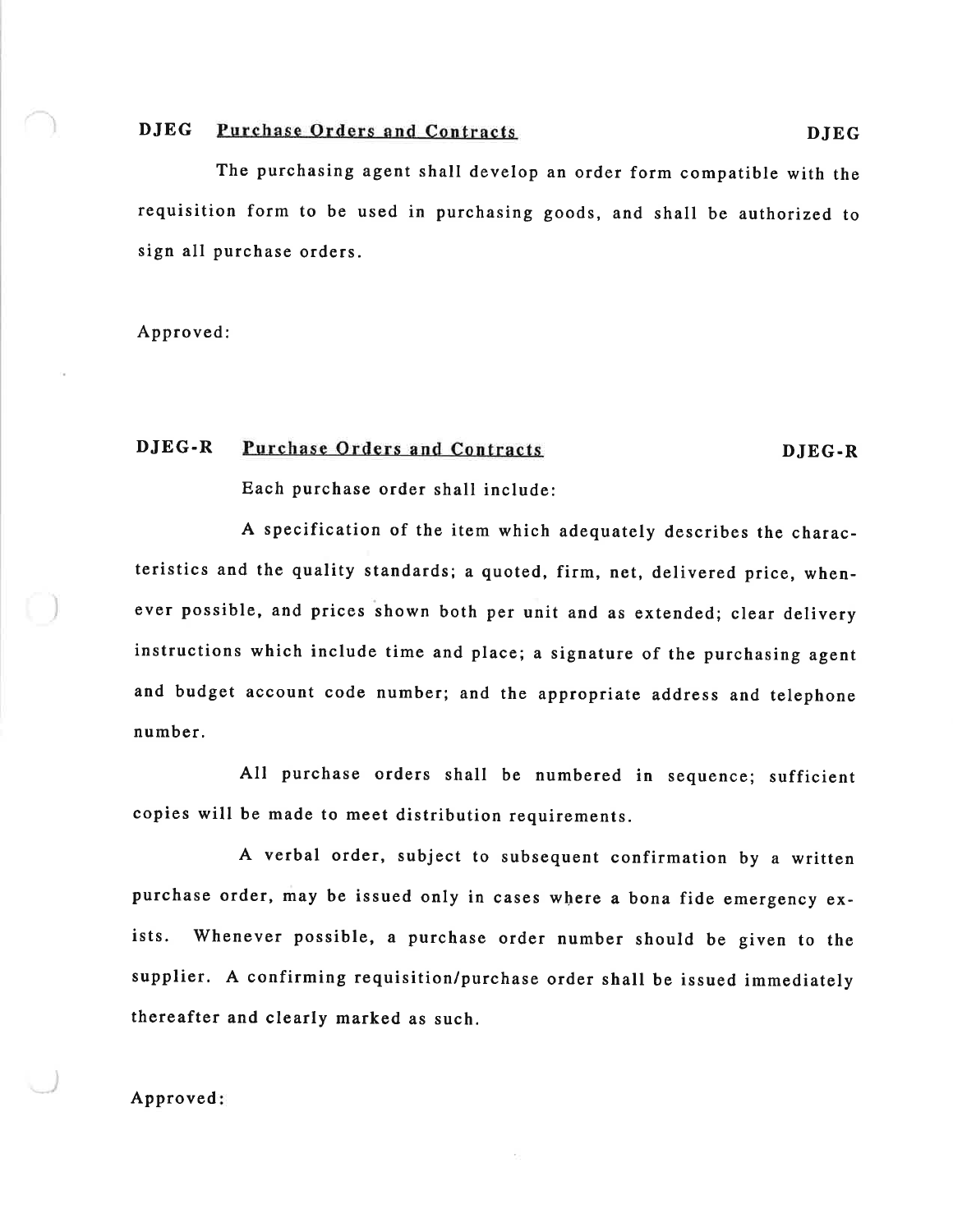## DJEG Purchase Orders and Contracts DJEG

The purchasing agent shall develop an order form compatible with the requisition form to be used in purchasing goods, and shall be authorized to sign all purchase orders.

Approved:

## DJEG-R Purchase Orders and Contracts DJEG-R

Each purchase order shall include:

A specification of the item which adequately describes the characteristics and the quality standards; a quoted, firm, net, delivered price, whenever possible, and prices shown both per unit and as extended; clear delivery instructions which include time and place; a signature of the purchasing agent and budget account code number; and the appropriate address and telephone number.

All purchase orders shall be numbered in sequence; sufficient copies will be made to meet distribution requirements.

A verbal order, subject to subsequent confirmation by a written purchase order, may be issued only in cases where a bona fide emergency exists. Whenever possible, a purchase order number should be given to the supplier. A confirming requisition/purchase order shall be issued immediately thereafter and clearly marked as such.

Approved: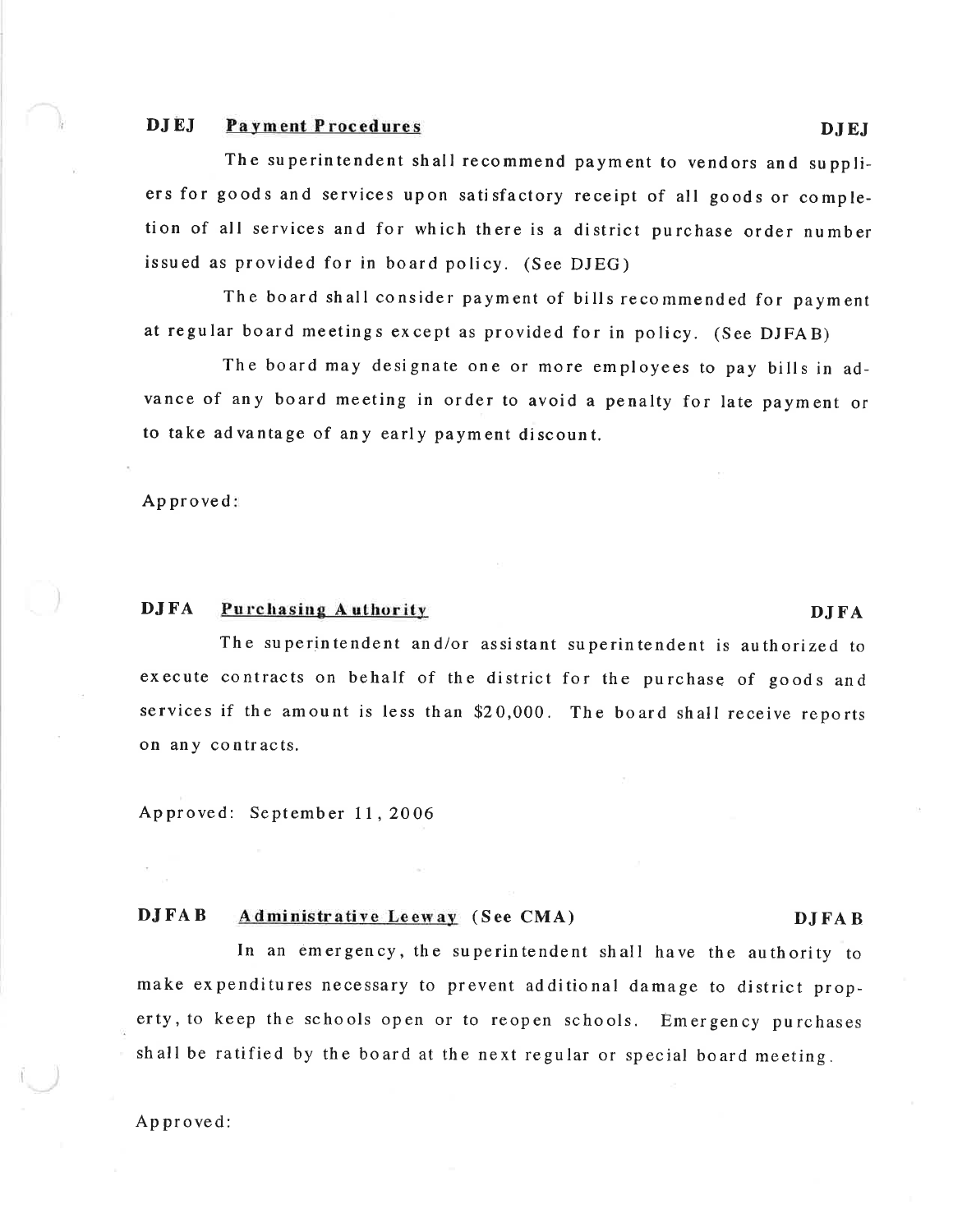## DJEJ Payment Procedures DJEJ

The superintendent shall recommend payment to vendors and suppliers for goods and services upon satisfactory receipt of all goods or completion of all services and for which there is a district purchase order number issued as provided for in board policy. (See DJEG)

The board shall consider payment of bills recommended for payment at regular board meetings except as provided for in policy. (See DJFAB)

The board may designate one or more employees to pay bills in advance of any board meeting in order to avoid a penalty for late payment or to take advantage of any early payment discount.

Approved:

## DJFA Purchasing Authority DJFA

The superintendent and/or assistant superintendent is authorized to execute contracts on behalf of the district for the purchase of goods and services if the amount is less than $20,000. The board shall receive reports on any contracts.

Approved: September 11, 2006

## DJFAB Administrative Leeway (See CMA) DJFAB

In an emergency, the superintendent shall have the authority to make expenditures necessary to prevent additional damage to district property, to keep the schools open or to reopen schools. Emergency purchases shall be ratified by the board at the next regular or special board meeting.

Approved: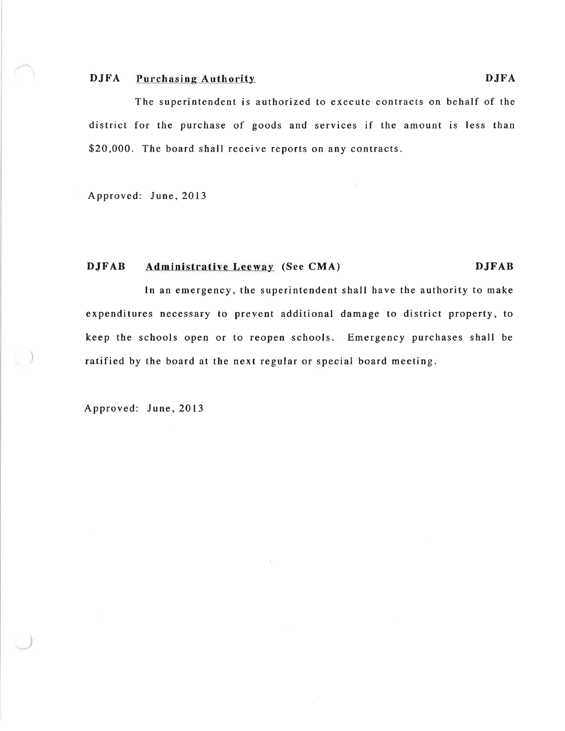## DJFA Purchasing Authority DJFA

The superintendent is authorized to execute contracts on behalf of the district for the purchase of goods and services if the amount is less than $20,000. The board shall receive reports on any contracts.

Approved: June, 2013

## DJFAB Administrative Leeway (See CMA) DJFAB

In an emergency, the superintendent shall have the authority to make expenditures necessary to prevent additional damage to district property, to keep the schools open or to reopen schools. Emergency purchases shall be ratified by the board at the next regular or special board meeting.

Approved: June, 2013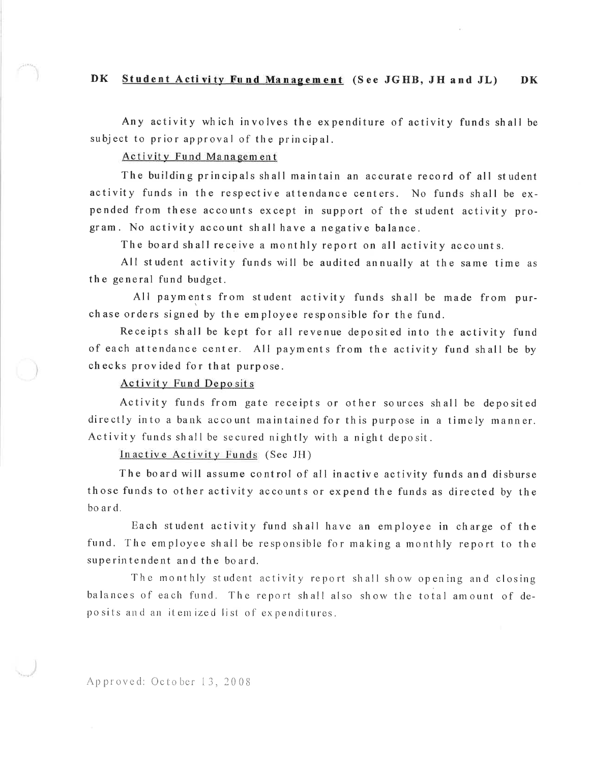# DK Student Activity Fund Management (See JGHB, JH and JL) DK

Any activity which involves the expenditure of activity funds shall be subject to prior approval of the principal.

## Activity Fund Management

The building principals shall maintain an accurate record of all student activity funds in the respective attendance centers. No funds shall be expended from these accounts except in support of the student activity program. No activity account shall have a negative balance.

The board shall receive a monthly report on all activity accounts.

All student activity funds will be audited annually at the same time as the general fund budget.

All payments from student activity funds shall be made from purchase orders signed by the employee responsible for the fund.

Receipts shall be kept for all revenue deposited into the activity fund of each attendance center. All payments from the activity fund shall be by checks provided for that purpose.

## Activity Fund Deposits

Activity funds from gate receipts or other sources shall be deposited directly into a bank account maintained for this purpose in a timely manner. Activity funds shall be secured nightly with a night deposit.

## Inactive Activity Funds (See JH)

The board will assume control of all inactive activity funds and disburse those funds to other activity accounts or expend the funds as directed by the board.

Each student activity fund shall have an employee in charge of the fund. The employee shall be responsible for making a monthly report to the superintendent and the board.

The monthly student activity report shall show opening and closing balances of each fund. The report shall also show the total amount of deposits and an itemized list of expenditures.

Approved: October 13, 2008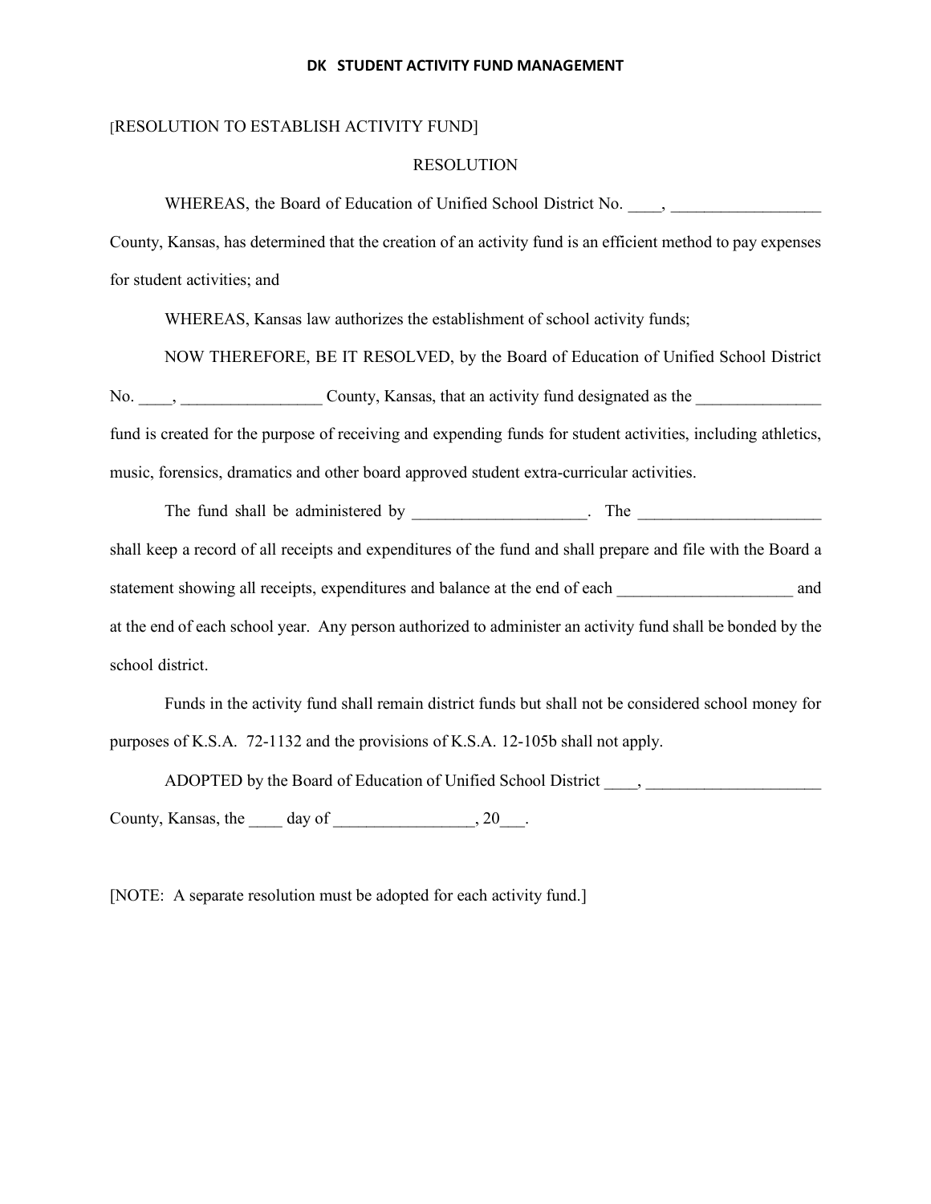# DK STUDENT ACTIVITY FUND MANAGEMENT

[RESOLUTION TO ESTABLISH ACTIVITY FUND]

RESOLUTION

WHEREAS, the Board of Education of Unified School District No. ____, __________________ County, Kansas, has determined that the creation of an activity fund is an efficient method to pay expenses for student activities; and

WHEREAS, Kansas law authorizes the establishment of school activity funds;

NOW THEREFORE, BE IT RESOLVED, by the Board of Education of Unified School District No. ____, _________________ County, Kansas, that an activity fund designated as the _______________ fund is created for the purpose of receiving and expending funds for student activities, including athletics, music, forensics, dramatics and other board approved student extra-curricular activities.

The fund shall be administered by _____________________. The ______________________ shall keep a record of all receipts and expenditures of the fund and shall prepare and file with the Board a statement showing all receipts, expenditures and balance at the end of each _____________________ and at the end of each school year. Any person authorized to administer an activity fund shall be bonded by the school district.

Funds in the activity fund shall remain district funds but shall not be considered school money for purposes of K.S.A. 72-1132 and the provisions of K.S.A. 12-105b shall not apply.

ADOPTED by the Board of Education of Unified School District ____, _____________________ County, Kansas, the ____ day of _________________, 20___.

[NOTE: A separate resolution must be adopted for each activity fund.]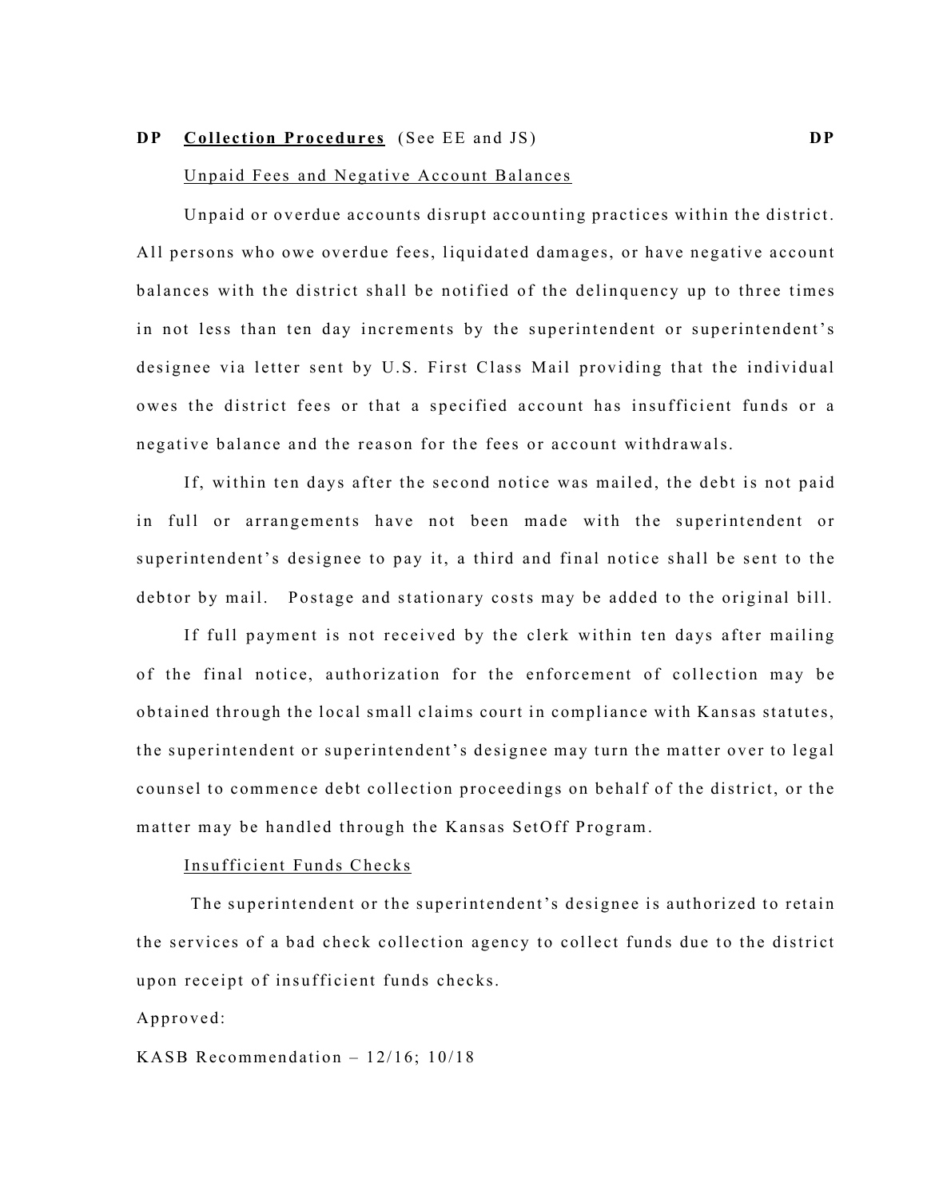**DP Collection Procedures** (See EE and JS) **DP**

Unpaid Fees and Negative Account Balances

Unpaid or overdue accounts disrupt accounting practices within the district. All persons who owe overdue fees, liquidated damages, or have negative account balances with the district shall be notified of the delinquency up to three times in not less than ten day increments by the superintendent or superintendent's designee via letter sent by U.S. First Class Mail providing that the individual owes the district fees or that a specified account has insufficient funds or a negative balance and the reason for the fees or account withdrawals.

If, within ten days after the second notice was mailed, the debt is not paid in full or arrangements have not been made with the superintendent or superintendent's designee to pay it, a third and final notice shall be sent to the debtor by mail. Postage and stationary costs may be added to the original bill.

If full payment is not received by the clerk within ten days after mailing of the final notice, authorization for the enforcement of collection may be obtained through the local small claims court in compliance with Kansas statutes, the superintendent or superintendent's designee may turn the matter over to legal counsel to commence debt collection proceedings on behalf of the district, or the matter may be handled through the Kansas SetOff Program.

Insufficient Funds Checks

The superintendent or the superintendent's designee is authorized to retain the services of a bad check collection agency to collect funds due to the district upon receipt of insufficient funds checks.

Approved:

KASB Recommendation – 12/16; 10/18